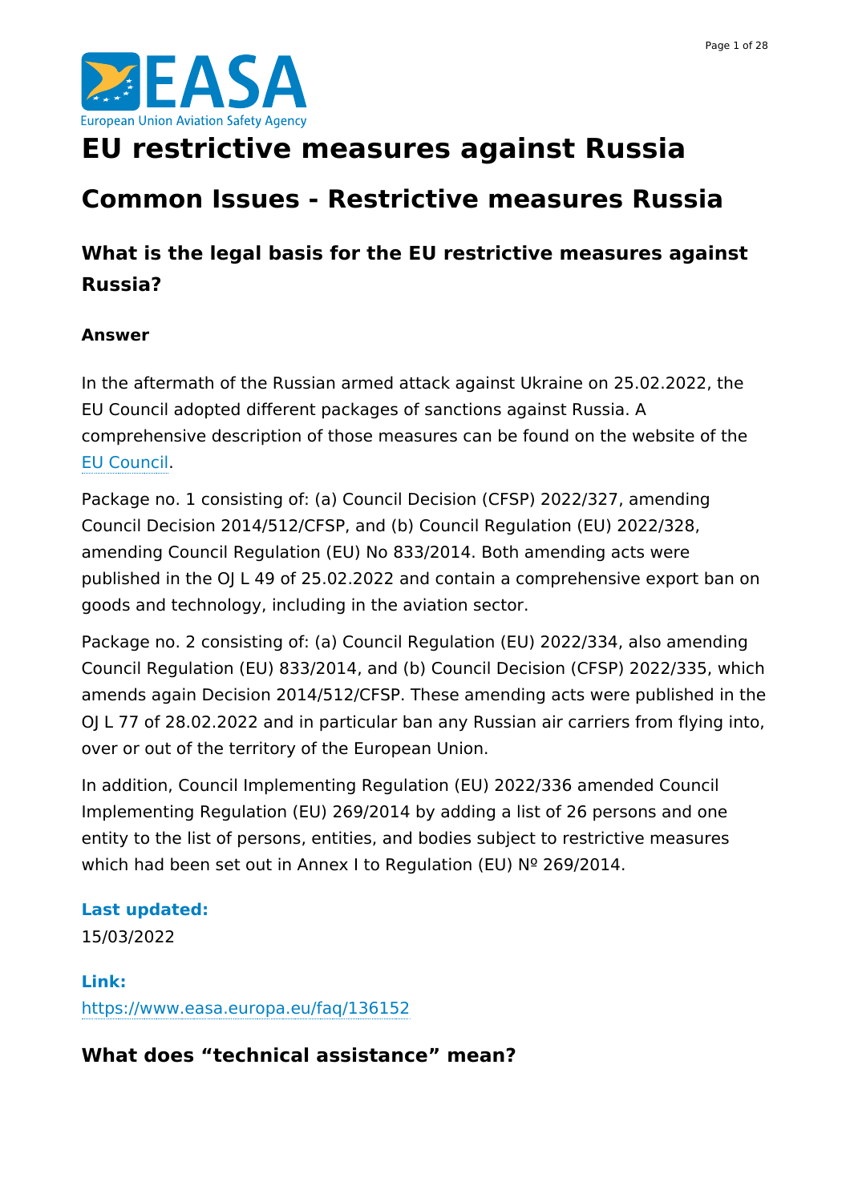# EU restrictive measures against Russia

## Common Issues - Restrictive measures Russia

### What is the legal basis for the EU restrictive measures against Russia?

#### Answer

In the aftermath of the Russian armed attack against Ukraine on 25.02.2022, the EU Council adopted different packages of sanctions against Russia. A comprehensive description of those measures can be found on the website of the EU Council.

Package no. 1 consisting of: (a) Council Decision (CFSP) 2022/327, amending Council Decision 2014/512/CFSP, and (b) Council Regulation (EU) 2022/328, amending Council Regulation (EU) No 833/2014. Both amending acts were published in the OJ L 49 of 25.02.2022 and contain a comprehensive export ban on goods and technology, including in the aviation sector.

Package no. 2 consisting of: (a) Council Regulation (EU) 2022/334, also amending Council Regulation (EU) 833/2014, and (b) Council Decision (CFSP) 2022/335, which amends again Decision 2014/512/CFSP. These amending acts were published in the OJ L 77 of 28.02.2022 and in particular ban any Russian air carriers from flying into, over or out of the territory of the European Union.

In addition, Council Implementing Regulation (EU) 2022/336 amended Council Implementing Regulation (EU) 269/2014 by adding a list of 26 persons and one entity to the list of persons, entities, and bodies subject to restrictive measures which had been set out in Annex I to Regulation (EU) № 269/2014.

**Last updated:**
15/03/2022

**Link:**
https://www.easa.europa.eu/faq/136152

### What does “technical assistance” mean?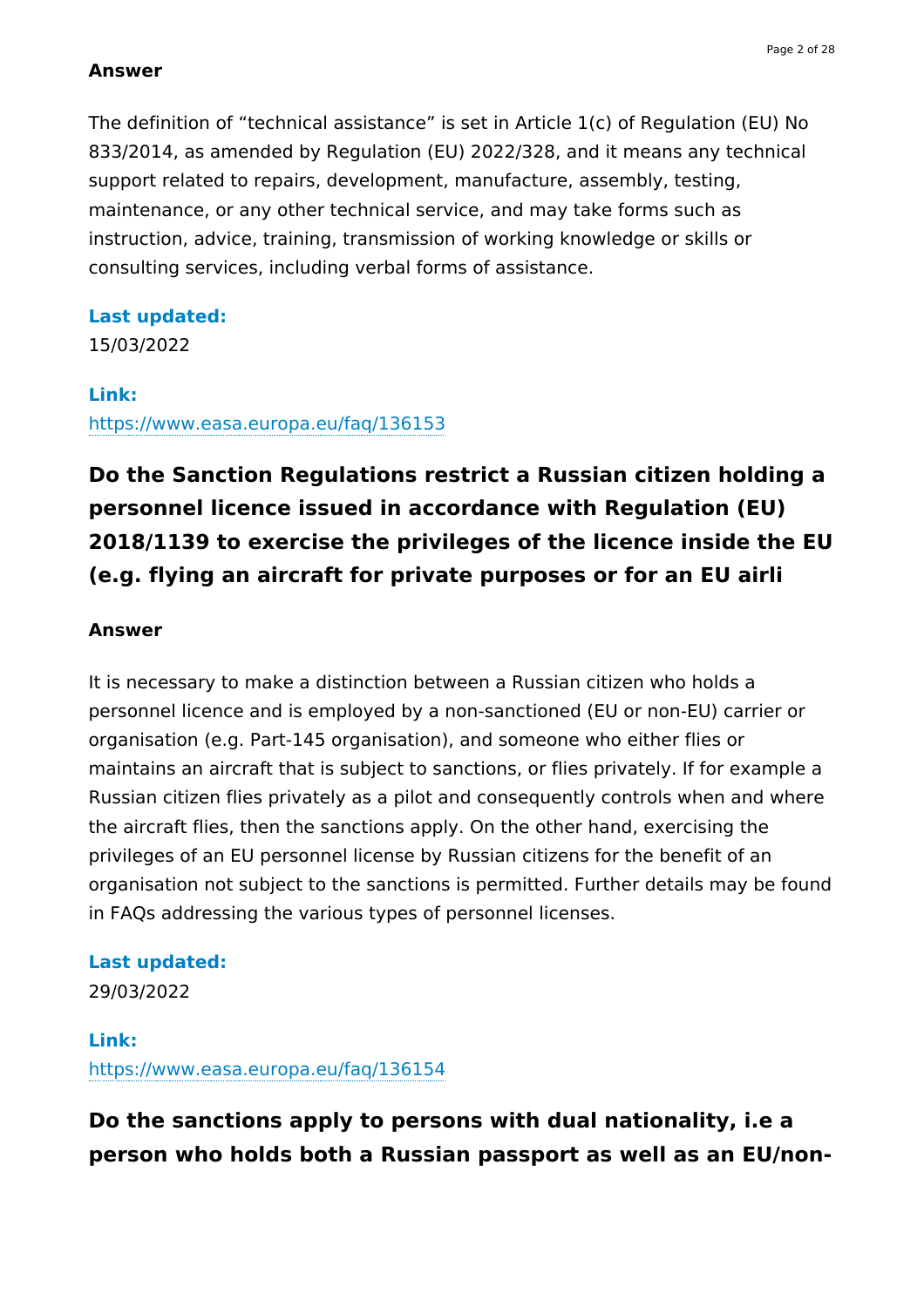**Answer**

The definition of "technical assistance" is set in Article 1(c) of Regulation (EU) No 833/2014, as amended by Regulation (EU) 2022/328, and it means any technical support related to repairs, development, manufacture, assembly, testing, maintenance, or any other technical service, and may take forms such as instruction, advice, training, transmission of working knowledge or skills or consulting services, including verbal forms of assistance.

**Last updated:**
15/03/2022

**Link:**
https://www.easa.europa.eu/faq/136153

## Do the Sanction Regulations restrict a Russian citizen holding a personnel licence issued in accordance with Regulation (EU) 2018/1139 to exercise the privileges of the licence inside the EU (e.g. flying an aircraft for private purposes or for an EU airli

**Answer**

It is necessary to make a distinction between a Russian citizen who holds a personnel licence and is employed by a non-sanctioned (EU or non-EU) carrier or organisation (e.g. Part-145 organisation), and someone who either flies or maintains an aircraft that is subject to sanctions, or flies privately. If for example a Russian citizen flies privately as a pilot and consequently controls when and where the aircraft flies, then the sanctions apply. On the other hand, exercising the privileges of an EU personnel license by Russian citizens for the benefit of an organisation not subject to the sanctions is permitted. Further details may be found in FAQs addressing the various types of personnel licenses.

**Last updated:**
29/03/2022

**Link:**
https://www.easa.europa.eu/faq/136154

## Do the sanctions apply to persons with dual nationality, i.e a person who holds both a Russian passport as well as an EU/non-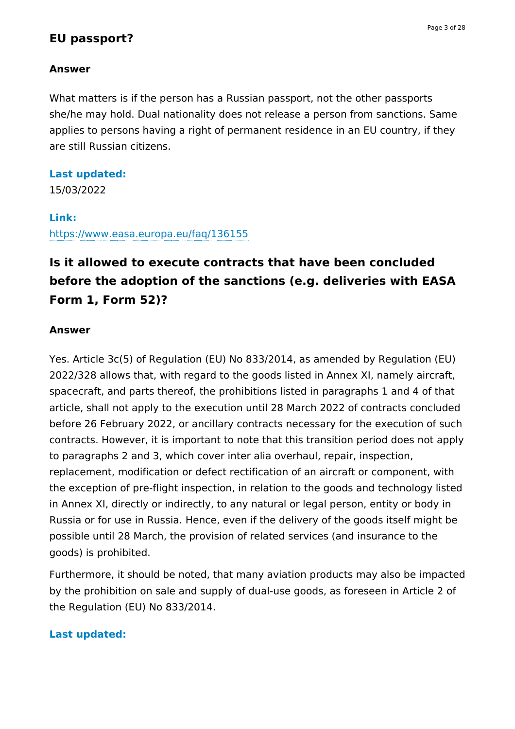## EU passport?

**Answer**

What matters is if the person has a Russian passport, not the other passports she/he may hold. Dual nationality does not release a person from sanctions. Same applies to persons having a right of permanent residence in an EU country, if they are still Russian citizens.

**Last updated:**

15/03/2022

**Link:**

https://www.easa.europa.eu/faq/136155

## Is it allowed to execute contracts that have been concluded before the adoption of the sanctions (e.g. deliveries with EASA Form 1, Form 52)?

**Answer**

Yes. Article 3c(5) of Regulation (EU) No 833/2014, as amended by Regulation (EU) 2022/328 allows that, with regard to the goods listed in Annex XI, namely aircraft, spacecraft, and parts thereof, the prohibitions listed in paragraphs 1 and 4 of that article, shall not apply to the execution until 28 March 2022 of contracts concluded before 26 February 2022, or ancillary contracts necessary for the execution of such contracts. However, it is important to note that this transition period does not apply to paragraphs 2 and 3, which cover inter alia overhaul, repair, inspection, replacement, modification or defect rectification of an aircraft or component, with the exception of pre-flight inspection, in relation to the goods and technology listed in Annex XI, directly or indirectly, to any natural or legal person, entity or body in Russia or for use in Russia. Hence, even if the delivery of the goods itself might be possible until 28 March, the provision of related services (and insurance to the goods) is prohibited.

Furthermore, it should be noted, that many aviation products may also be impacted by the prohibition on sale and supply of dual-use goods, as foreseen in Article 2 of the Regulation (EU) No 833/2014.

**Last updated:**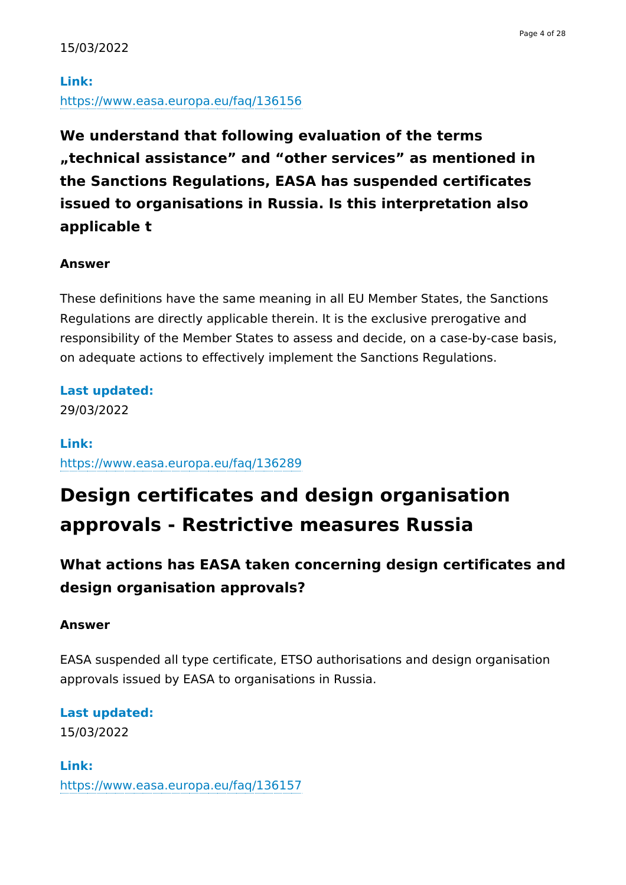15/03/2022

**Link:**
https://www.easa.europa.eu/faq/136156

### We understand that following evaluation of the terms „technical assistance" and "other services" as mentioned in the Sanctions Regulations, EASA has suspended certificates issued to organisations in Russia. Is this interpretation also applicable t

**Answer**

These definitions have the same meaning in all EU Member States, the Sanctions Regulations are directly applicable therein. It is the exclusive prerogative and responsibility of the Member States to assess and decide, on a case-by-case basis, on adequate actions to effectively implement the Sanctions Regulations.

**Last updated:**
29/03/2022

**Link:**
https://www.easa.europa.eu/faq/136289

# Design certificates and design organisation approvals - Restrictive measures Russia

## What actions has EASA taken concerning design certificates and design organisation approvals?

**Answer**

EASA suspended all type certificate, ETSO authorisations and design organisation approvals issued by EASA to organisations in Russia.

**Last updated:**
15/03/2022

**Link:**
https://www.easa.europa.eu/faq/136157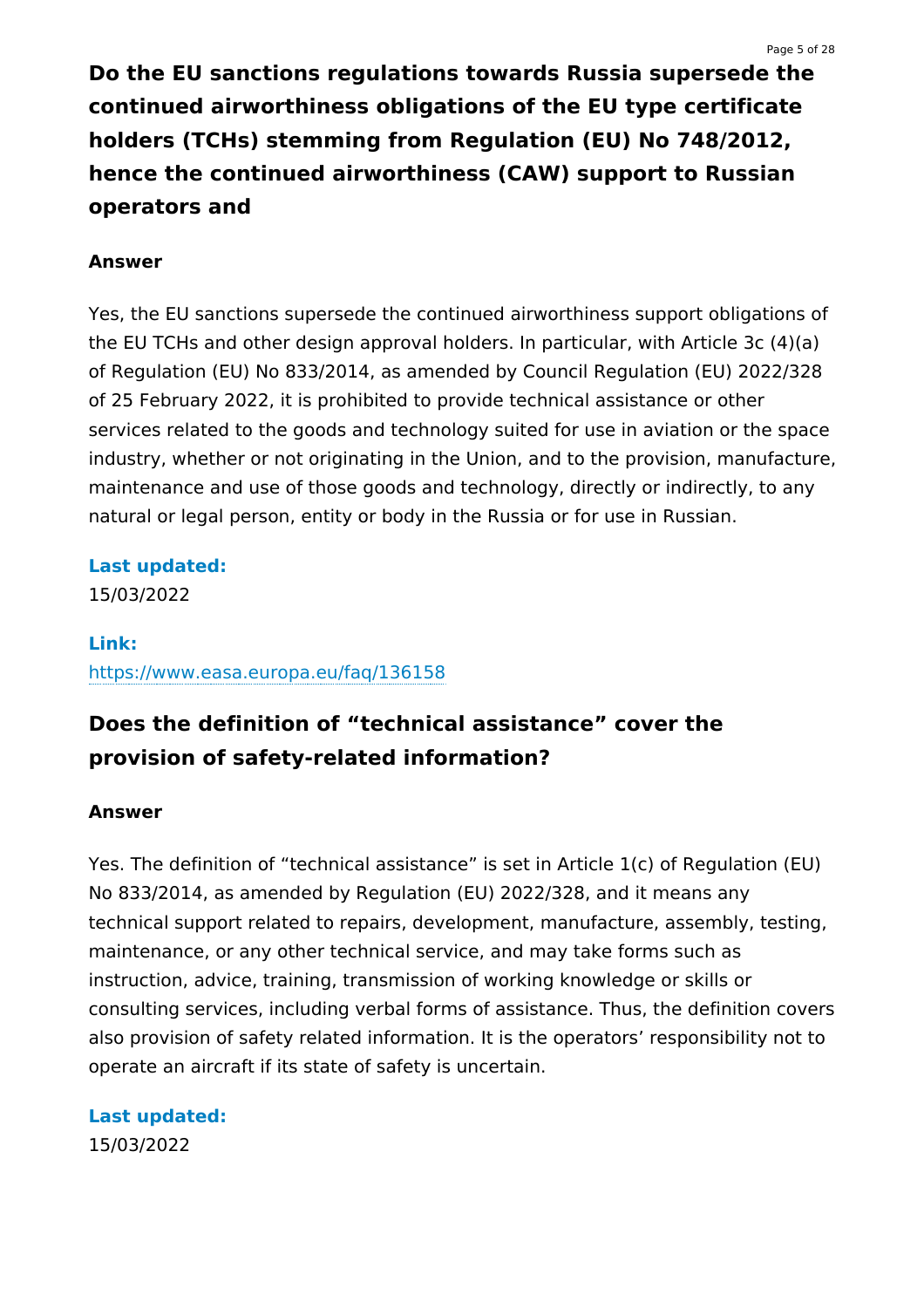## Do the EU sanctions regulations towards Russia supersede the continued airworthiness obligations of the EU type certificate holders (TCHs) stemming from Regulation (EU) No 748/2012, hence the continued airworthiness (CAW) support to Russian operators and

**Answer**

Yes, the EU sanctions supersede the continued airworthiness support obligations of the EU TCHs and other design approval holders. In particular, with Article 3c (4)(a) of Regulation (EU) No 833/2014, as amended by Council Regulation (EU) 2022/328 of 25 February 2022, it is prohibited to provide technical assistance or other services related to the goods and technology suited for use in aviation or the space industry, whether or not originating in the Union, and to the provision, manufacture, maintenance and use of those goods and technology, directly or indirectly, to any natural or legal person, entity or body in the Russia or for use in Russian.

**Last updated:**
15/03/2022

**Link:**
https://www.easa.europa.eu/faq/136158

## Does the definition of “technical assistance” cover the provision of safety-related information?

**Answer**

Yes. The definition of “technical assistance” is set in Article 1(c) of Regulation (EU) No 833/2014, as amended by Regulation (EU) 2022/328, and it means any technical support related to repairs, development, manufacture, assembly, testing, maintenance, or any other technical service, and may take forms such as instruction, advice, training, transmission of working knowledge or skills or consulting services, including verbal forms of assistance. Thus, the definition covers also provision of safety related information. It is the operators’ responsibility not to operate an aircraft if its state of safety is uncertain.

**Last updated:**
15/03/2022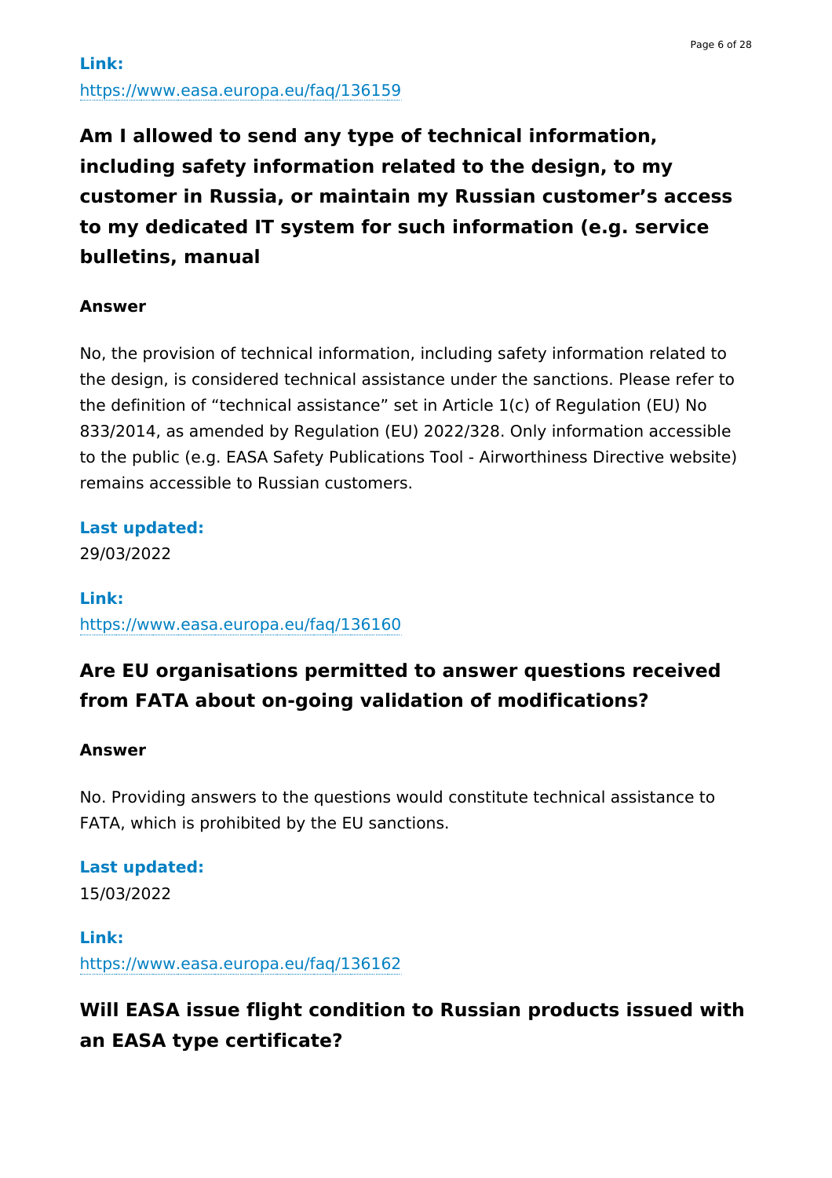**Link:**
https://www.easa.europa.eu/faq/136159

## Am I allowed to send any type of technical information, including safety information related to the design, to my customer in Russia, or maintain my Russian customer's access to my dedicated IT system for such information (e.g. service bulletins, manual

**Answer**

No, the provision of technical information, including safety information related to the design, is considered technical assistance under the sanctions. Please refer to the definition of "technical assistance" set in Article 1(c) of Regulation (EU) No 833/2014, as amended by Regulation (EU) 2022/328. Only information accessible to the public (e.g. EASA Safety Publications Tool - Airworthiness Directive website) remains accessible to Russian customers.

**Last updated:**
29/03/2022

**Link:**
https://www.easa.europa.eu/faq/136160

## Are EU organisations permitted to answer questions received from FATA about on-going validation of modifications?

**Answer**

No. Providing answers to the questions would constitute technical assistance to FATA, which is prohibited by the EU sanctions.

**Last updated:**
15/03/2022

**Link:**
https://www.easa.europa.eu/faq/136162

## Will EASA issue flight condition to Russian products issued with an EASA type certificate?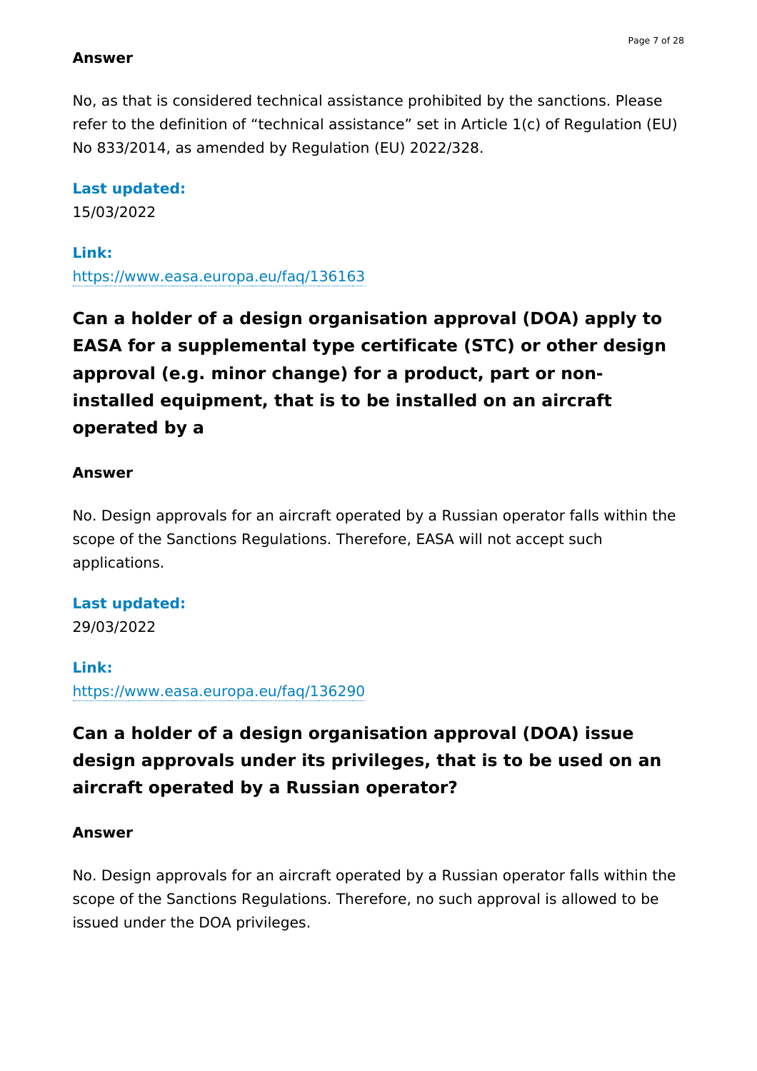**Answer**

No, as that is considered technical assistance prohibited by the sanctions. Please refer to the definition of “technical assistance” set in Article 1(c) of Regulation (EU) No 833/2014, as amended by Regulation (EU) 2022/328.

**Last updated:**
15/03/2022

**Link:**
https://www.easa.europa.eu/faq/136163

## Can a holder of a design organisation approval (DOA) apply to EASA for a supplemental type certificate (STC) or other design approval (e.g. minor change) for a product, part or non-installed equipment, that is to be installed on an aircraft operated by a

**Answer**

No. Design approvals for an aircraft operated by a Russian operator falls within the scope of the Sanctions Regulations. Therefore, EASA will not accept such applications.

**Last updated:**
29/03/2022

**Link:**
https://www.easa.europa.eu/faq/136290

## Can a holder of a design organisation approval (DOA) issue design approvals under its privileges, that is to be used on an aircraft operated by a Russian operator?

**Answer**

No. Design approvals for an aircraft operated by a Russian operator falls within the scope of the Sanctions Regulations. Therefore, no such approval is allowed to be issued under the DOA privileges.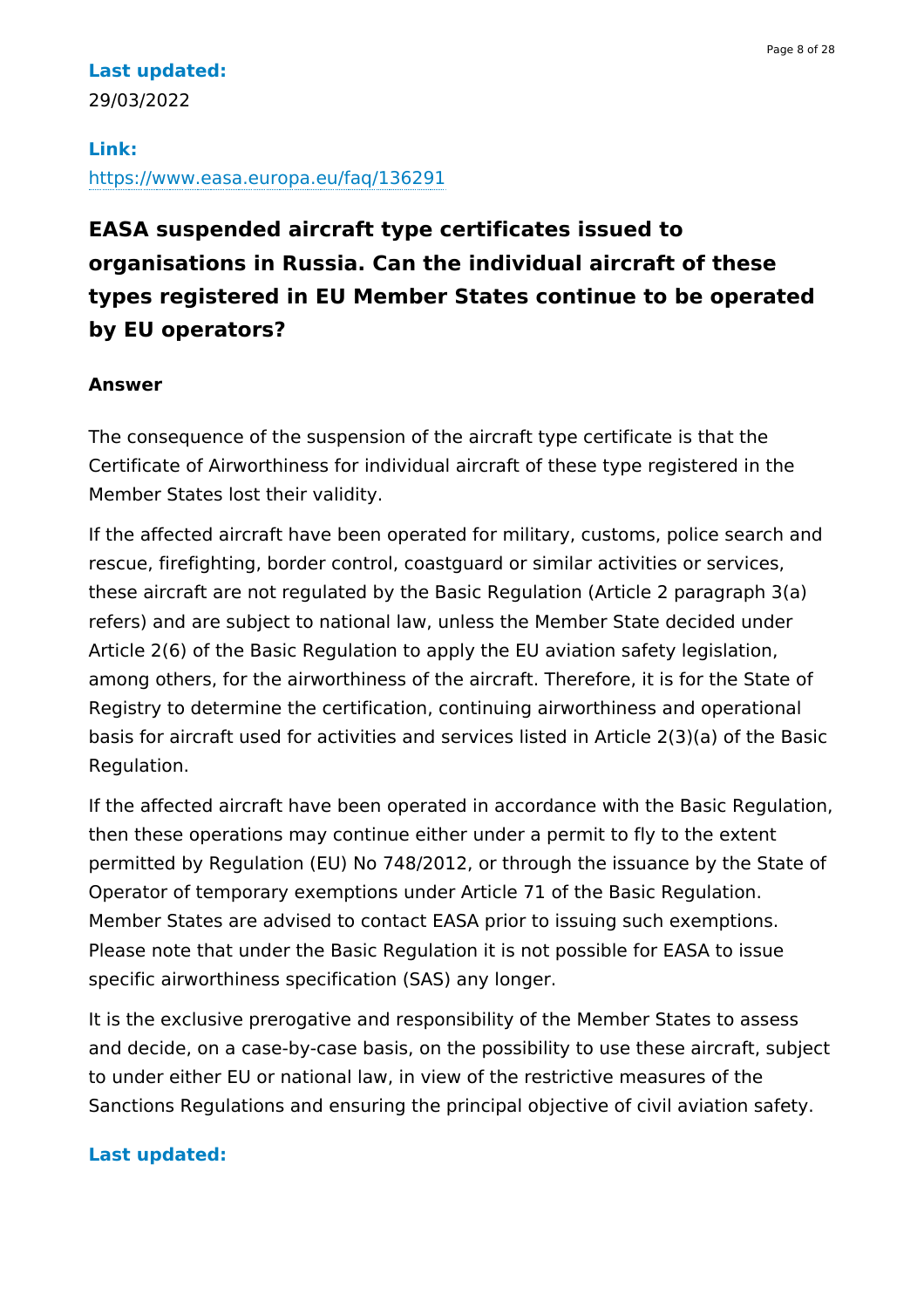**Last updated:**

29/03/2022

**Link:**

https://www.easa.europa.eu/faq/136291

## EASA suspended aircraft type certificates issued to organisations in Russia. Can the individual aircraft of these types registered in EU Member States continue to be operated by EU operators?

**Answer**

The consequence of the suspension of the aircraft type certificate is that the Certificate of Airworthiness for individual aircraft of these type registered in the Member States lost their validity.

If the affected aircraft have been operated for military, customs, police search and rescue, firefighting, border control, coastguard or similar activities or services, these aircraft are not regulated by the Basic Regulation (Article 2 paragraph 3(a) refers) and are subject to national law, unless the Member State decided under Article 2(6) of the Basic Regulation to apply the EU aviation safety legislation, among others, for the airworthiness of the aircraft. Therefore, it is for the State of Registry to determine the certification, continuing airworthiness and operational basis for aircraft used for activities and services listed in Article 2(3)(a) of the Basic Regulation.

If the affected aircraft have been operated in accordance with the Basic Regulation, then these operations may continue either under a permit to fly to the extent permitted by Regulation (EU) No 748/2012, or through the issuance by the State of Operator of temporary exemptions under Article 71 of the Basic Regulation. Member States are advised to contact EASA prior to issuing such exemptions. Please note that under the Basic Regulation it is not possible for EASA to issue specific airworthiness specification (SAS) any longer.

It is the exclusive prerogative and responsibility of the Member States to assess and decide, on a case-by-case basis, on the possibility to use these aircraft, subject to under either EU or national law, in view of the restrictive measures of the Sanctions Regulations and ensuring the principal objective of civil aviation safety.

**Last updated:**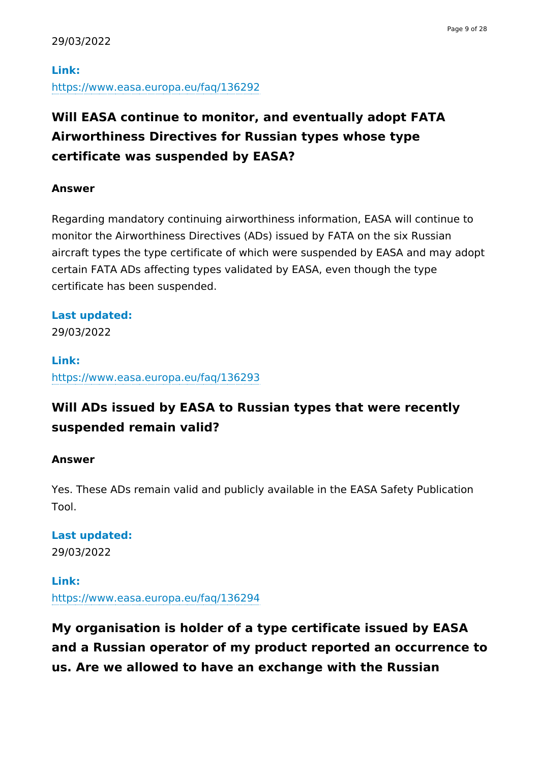29/03/2022

**Link:**
https://www.easa.europa.eu/faq/136292

## Will EASA continue to monitor, and eventually adopt FATA Airworthiness Directives for Russian types whose type certificate was suspended by EASA?

**Answer**

Regarding mandatory continuing airworthiness information, EASA will continue to monitor the Airworthiness Directives (ADs) issued by FATA on the six Russian aircraft types the type certificate of which were suspended by EASA and may adopt certain FATA ADs affecting types validated by EASA, even though the type certificate has been suspended.

**Last updated:**
29/03/2022

**Link:**
https://www.easa.europa.eu/faq/136293

## Will ADs issued by EASA to Russian types that were recently suspended remain valid?

**Answer**

Yes. These ADs remain valid and publicly available in the EASA Safety Publication Tool.

**Last updated:**
29/03/2022

**Link:**
https://www.easa.europa.eu/faq/136294

## My organisation is holder of a type certificate issued by EASA and a Russian operator of my product reported an occurrence to us. Are we allowed to have an exchange with the Russian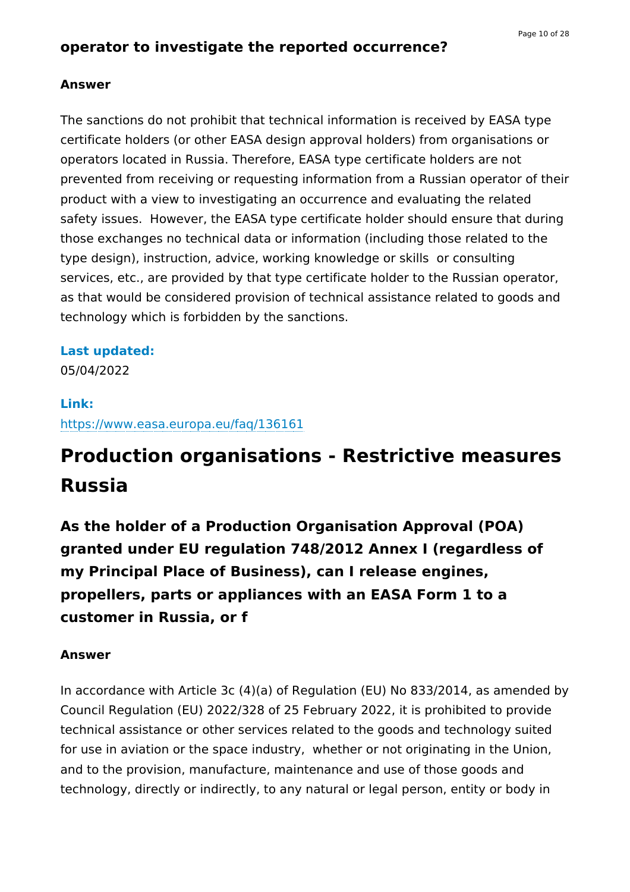**operator to investigate the reported occurrence?**

**Answer**

The sanctions do not prohibit that technical information is received by EASA type certificate holders (or other EASA design approval holders) from organisations or operators located in Russia. Therefore, EASA type certificate holders are not prevented from receiving or requesting information from a Russian operator of their product with a view to investigating an occurrence and evaluating the related safety issues.  However, the EASA type certificate holder should ensure that during those exchanges no technical data or information (including those related to the type design), instruction, advice, working knowledge or skills  or consulting services, etc., are provided by that type certificate holder to the Russian operator, as that would be considered provision of technical assistance related to goods and technology which is forbidden by the sanctions.

**Last updated:**
05/04/2022

**Link:**
https://www.easa.europa.eu/faq/136161

# Production organisations - Restrictive measures Russia

## As the holder of a Production Organisation Approval (POA) granted under EU regulation 748/2012 Annex I (regardless of my Principal Place of Business), can I release engines, propellers, parts or appliances with an EASA Form 1 to a customer in Russia, or f

**Answer**

In accordance with Article 3c (4)(a) of Regulation (EU) No 833/2014, as amended by Council Regulation (EU) 2022/328 of 25 February 2022, it is prohibited to provide technical assistance or other services related to the goods and technology suited for use in aviation or the space industry,  whether or not originating in the Union, and to the provision, manufacture, maintenance and use of those goods and technology, directly or indirectly, to any natural or legal person, entity or body in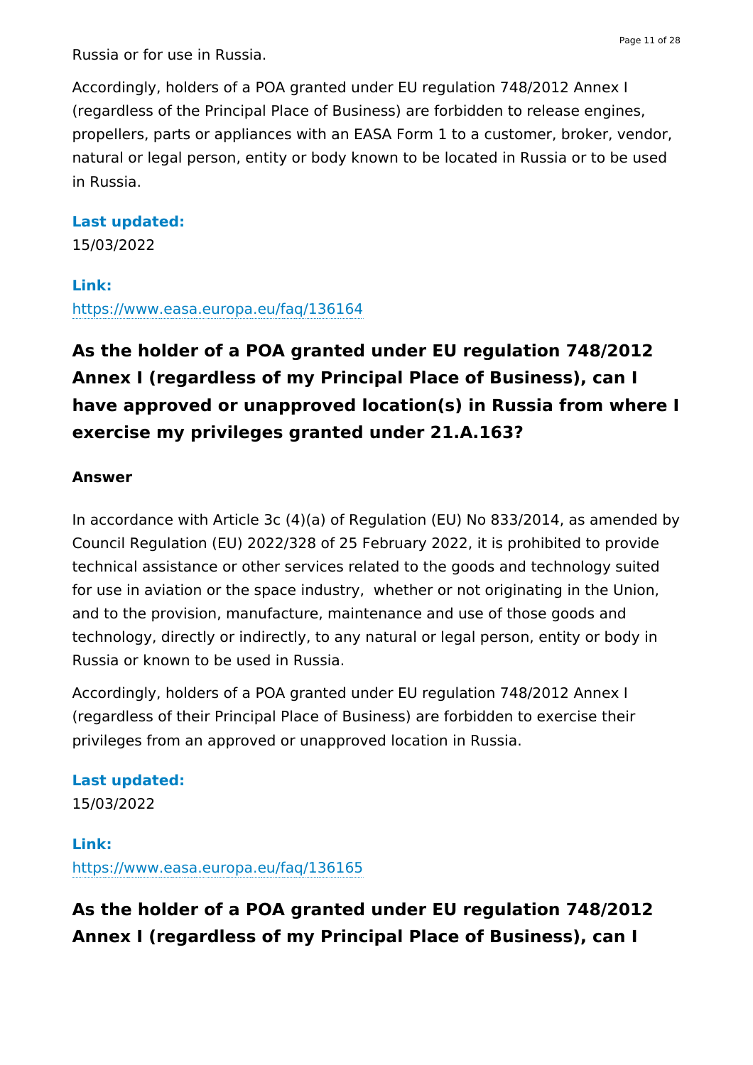Russia or for use in Russia.

Accordingly, holders of a POA granted under EU regulation 748/2012 Annex I (regardless of the Principal Place of Business) are forbidden to release engines, propellers, parts or appliances with an EASA Form 1 to a customer, broker, vendor, natural or legal person, entity or body known to be located in Russia or to be used in Russia.

**Last updated:**
15/03/2022

**Link:**
https://www.easa.europa.eu/faq/136164

## As the holder of a POA granted under EU regulation 748/2012 Annex I (regardless of my Principal Place of Business), can I have approved or unapproved location(s) in Russia from where I exercise my privileges granted under 21.A.163?

**Answer**

In accordance with Article 3c (4)(a) of Regulation (EU) No 833/2014, as amended by Council Regulation (EU) 2022/328 of 25 February 2022, it is prohibited to provide technical assistance or other services related to the goods and technology suited for use in aviation or the space industry, whether or not originating in the Union, and to the provision, manufacture, maintenance and use of those goods and technology, directly or indirectly, to any natural or legal person, entity or body in Russia or known to be used in Russia.

Accordingly, holders of a POA granted under EU regulation 748/2012 Annex I (regardless of their Principal Place of Business) are forbidden to exercise their privileges from an approved or unapproved location in Russia.

**Last updated:**
15/03/2022

**Link:**
https://www.easa.europa.eu/faq/136165

## As the holder of a POA granted under EU regulation 748/2012 Annex I (regardless of my Principal Place of Business), can I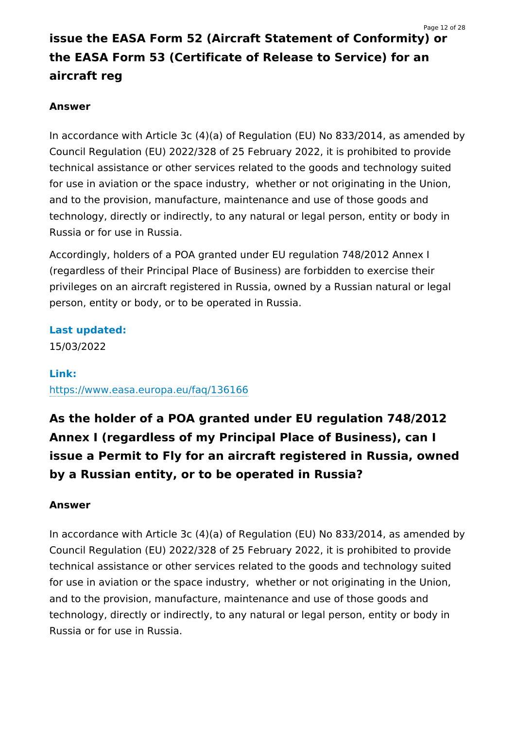## issue the EASA Form 52 (Aircraft Statement of Conformity) or the EASA Form 53 (Certificate of Release to Service) for an aircraft reg

**Answer**

In accordance with Article 3c (4)(a) of Regulation (EU) No 833/2014, as amended by Council Regulation (EU) 2022/328 of 25 February 2022, it is prohibited to provide technical assistance or other services related to the goods and technology suited for use in aviation or the space industry,  whether or not originating in the Union, and to the provision, manufacture, maintenance and use of those goods and technology, directly or indirectly, to any natural or legal person, entity or body in Russia or for use in Russia.

Accordingly, holders of a POA granted under EU regulation 748/2012 Annex I (regardless of their Principal Place of Business) are forbidden to exercise their privileges on an aircraft registered in Russia, owned by a Russian natural or legal person, entity or body, or to be operated in Russia.

**Last updated:**

15/03/2022

**Link:**

https://www.easa.europa.eu/faq/136166

## As the holder of a POA granted under EU regulation 748/2012 Annex I (regardless of my Principal Place of Business), can I issue a Permit to Fly for an aircraft registered in Russia, owned by a Russian entity, or to be operated in Russia?

**Answer**

In accordance with Article 3c (4)(a) of Regulation (EU) No 833/2014, as amended by Council Regulation (EU) 2022/328 of 25 February 2022, it is prohibited to provide technical assistance or other services related to the goods and technology suited for use in aviation or the space industry,  whether or not originating in the Union, and to the provision, manufacture, maintenance and use of those goods and technology, directly or indirectly, to any natural or legal person, entity or body in Russia or for use in Russia.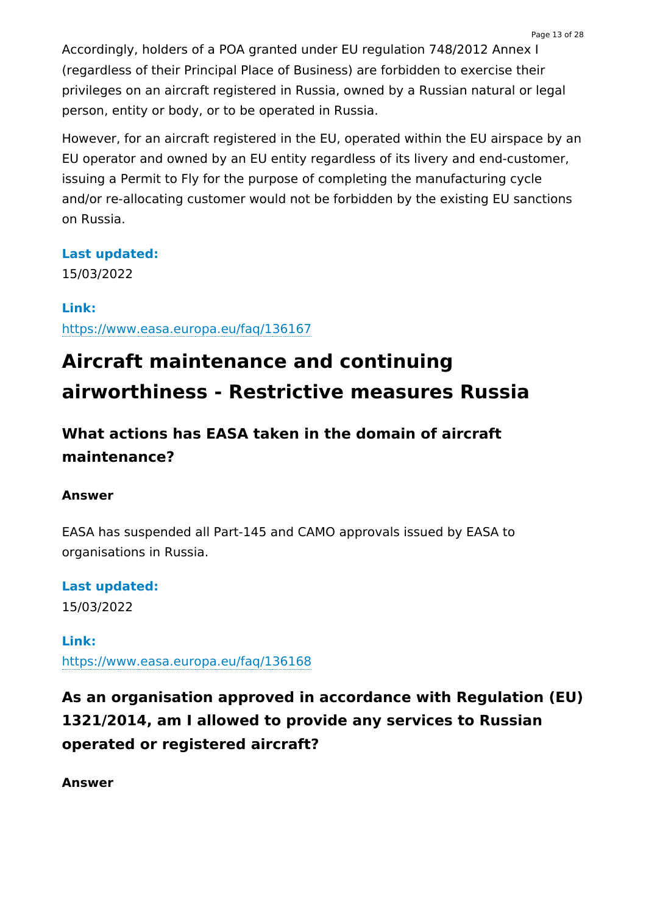Accordingly, holders of a POA granted under EU regulation 748/2012 Annex I (regardless of their Principal Place of Business) are forbidden to exercise their privileges on an aircraft registered in Russia, owned by a Russian natural or legal person, entity or body, or to be operated in Russia.

However, for an aircraft registered in the EU, operated within the EU airspace by an EU operator and owned by an EU entity regardless of its livery and end-customer, issuing a Permit to Fly for the purpose of completing the manufacturing cycle and/or re-allocating customer would not be forbidden by the existing EU sanctions on Russia.

**Last updated:**
15/03/2022

**Link:**
https://www.easa.europa.eu/faq/136167

# Aircraft maintenance and continuing airworthiness - Restrictive measures Russia

## What actions has EASA taken in the domain of aircraft maintenance?

**Answer**

EASA has suspended all Part-145 and CAMO approvals issued by EASA to organisations in Russia.

**Last updated:**
15/03/2022

**Link:**
https://www.easa.europa.eu/faq/136168

## As an organisation approved in accordance with Regulation (EU) 1321/2014, am I allowed to provide any services to Russian operated or registered aircraft?

**Answer**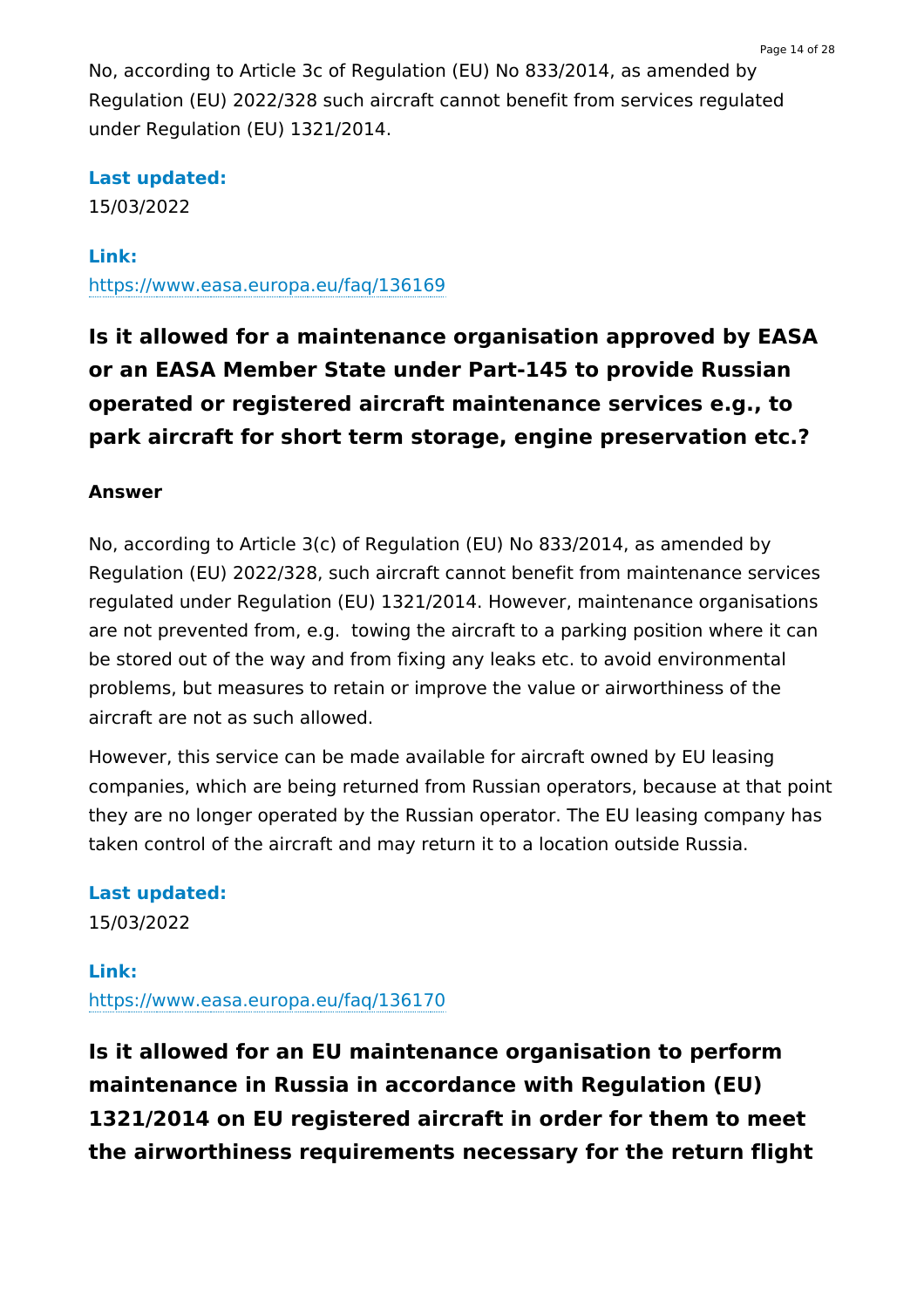No, according to Article 3c of Regulation (EU) No 833/2014, as amended by Regulation (EU) 2022/328 such aircraft cannot benefit from services regulated under Regulation (EU) 1321/2014.

**Last updated:**
15/03/2022

**Link:**
https://www.easa.europa.eu/faq/136169

## Is it allowed for a maintenance organisation approved by EASA or an EASA Member State under Part-145 to provide Russian operated or registered aircraft maintenance services e.g., to park aircraft for short term storage, engine preservation etc.?

**Answer**

No, according to Article 3(c) of Regulation (EU) No 833/2014, as amended by Regulation (EU) 2022/328, such aircraft cannot benefit from maintenance services regulated under Regulation (EU) 1321/2014. However, maintenance organisations are not prevented from, e.g.  towing the aircraft to a parking position where it can be stored out of the way and from fixing any leaks etc. to avoid environmental problems, but measures to retain or improve the value or airworthiness of the aircraft are not as such allowed.

However, this service can be made available for aircraft owned by EU leasing companies, which are being returned from Russian operators, because at that point they are no longer operated by the Russian operator. The EU leasing company has taken control of the aircraft and may return it to a location outside Russia.

**Last updated:**
15/03/2022

**Link:**
https://www.easa.europa.eu/faq/136170

## Is it allowed for an EU maintenance organisation to perform maintenance in Russia in accordance with Regulation (EU) 1321/2014 on EU registered aircraft in order for them to meet the airworthiness requirements necessary for the return flight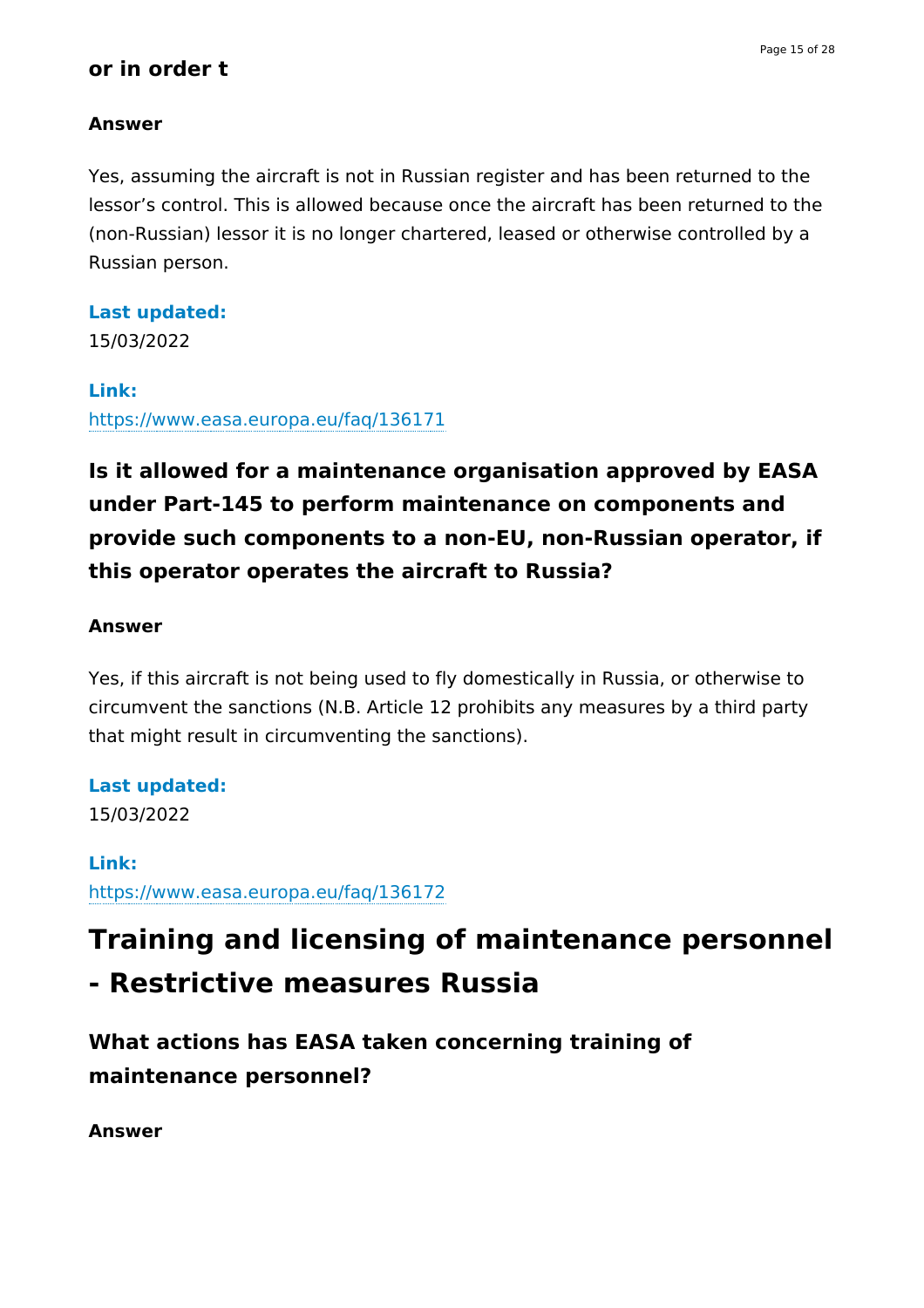**or in order t**

**Answer**

Yes, assuming the aircraft is not in Russian register and has been returned to the lessor's control. This is allowed because once the aircraft has been returned to the (non-Russian) lessor it is no longer chartered, leased or otherwise controlled by a Russian person.

**Last updated:**
15/03/2022

**Link:**
https://www.easa.europa.eu/faq/136171

### Is it allowed for a maintenance organisation approved by EASA under Part-145 to perform maintenance on components and provide such components to a non-EU, non-Russian operator, if this operator operates the aircraft to Russia?

**Answer**

Yes, if this aircraft is not being used to fly domestically in Russia, or otherwise to circumvent the sanctions (N.B. Article 12 prohibits any measures by a third party that might result in circumventing the sanctions).

**Last updated:**
15/03/2022

**Link:**
https://www.easa.europa.eu/faq/136172

## Training and licensing of maintenance personnel - Restrictive measures Russia

### What actions has EASA taken concerning training of maintenance personnel?

**Answer**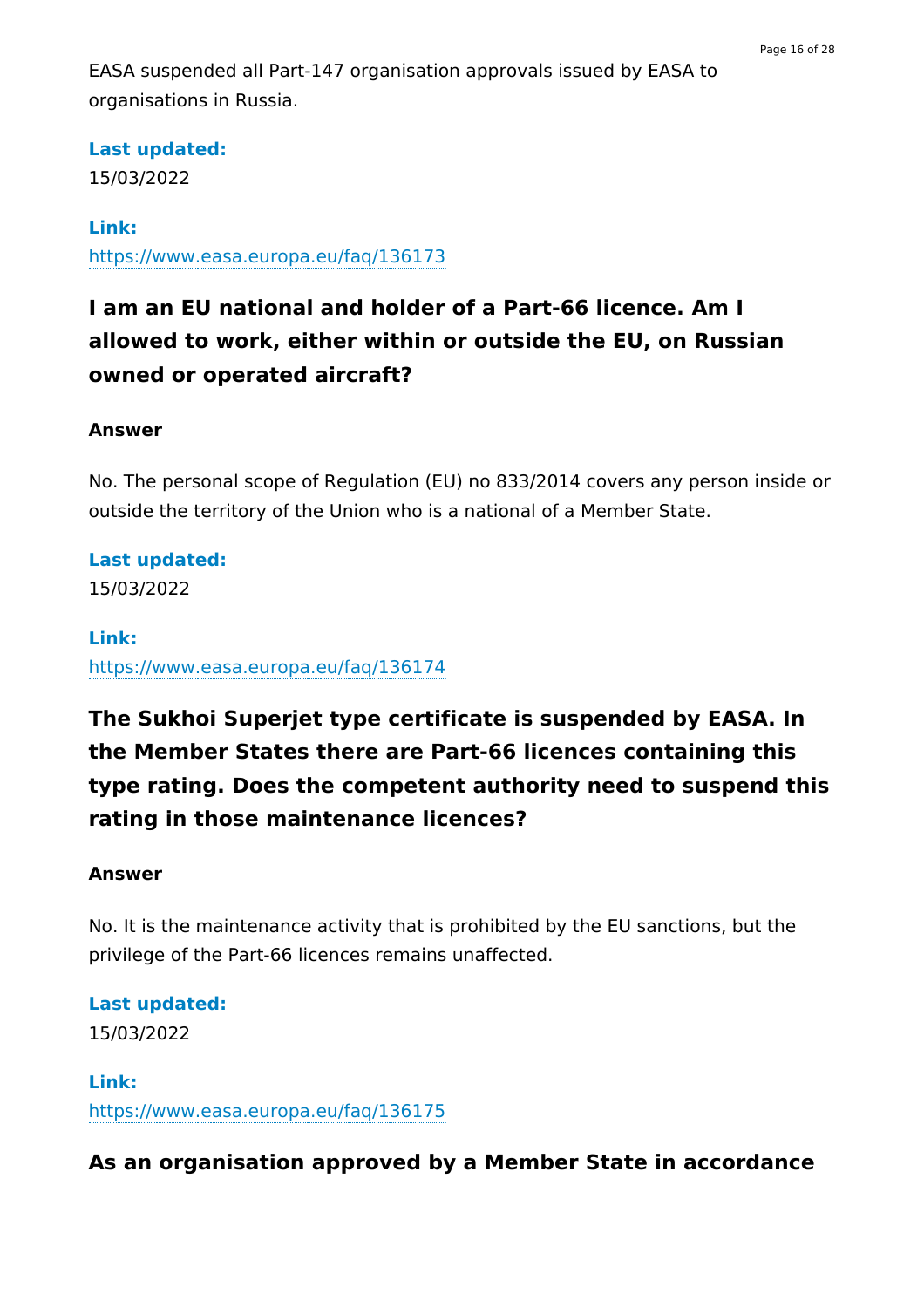EASA suspended all Part-147 organisation approvals issued by EASA to organisations in Russia.

**Last updated:**
15/03/2022

**Link:**
https://www.easa.europa.eu/faq/136173

## I am an EU national and holder of a Part-66 licence. Am I allowed to work, either within or outside the EU, on Russian owned or operated aircraft?

**Answer**

No. The personal scope of Regulation (EU) no 833/2014 covers any person inside or outside the territory of the Union who is a national of a Member State.

**Last updated:**
15/03/2022

**Link:**
https://www.easa.europa.eu/faq/136174

## The Sukhoi Superjet type certificate is suspended by EASA. In the Member States there are Part-66 licences containing this type rating. Does the competent authority need to suspend this rating in those maintenance licences?

**Answer**

No. It is the maintenance activity that is prohibited by the EU sanctions, but the privilege of the Part-66 licences remains unaffected.

**Last updated:**
15/03/2022

**Link:**
https://www.easa.europa.eu/faq/136175

## As an organisation approved by a Member State in accordance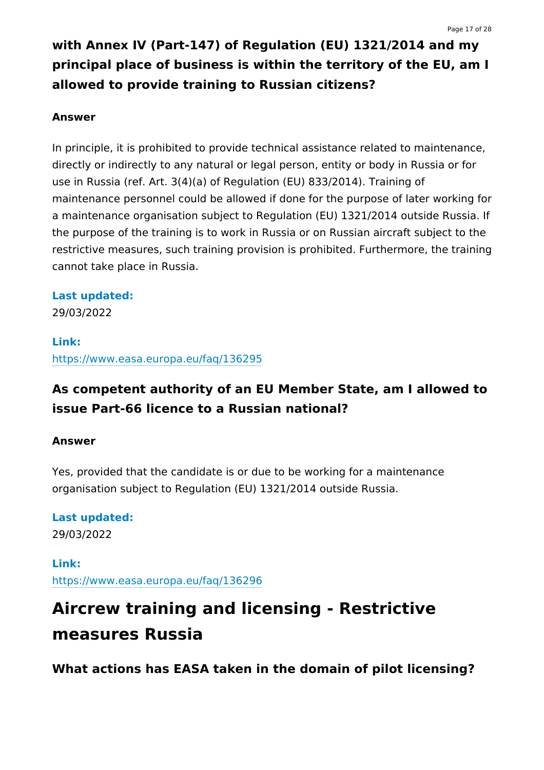### with Annex IV (Part-147) of Regulation (EU) 1321/2014 and my principal place of business is within the territory of the EU, am I allowed to provide training to Russian citizens?

**Answer**

In principle, it is prohibited to provide technical assistance related to maintenance, directly or indirectly to any natural or legal person, entity or body in Russia or for use in Russia (ref. Art. 3(4)(a) of Regulation (EU) 833/2014). Training of maintenance personnel could be allowed if done for the purpose of later working for a maintenance organisation subject to Regulation (EU) 1321/2014 outside Russia. If the purpose of the training is to work in Russia or on Russian aircraft subject to the restrictive measures, such training provision is prohibited. Furthermore, the training cannot take place in Russia.

**Last updated:**
29/03/2022

**Link:**
https://www.easa.europa.eu/faq/136295

### As competent authority of an EU Member State, am I allowed to issue Part-66 licence to a Russian national?

**Answer**

Yes, provided that the candidate is or due to be working for a maintenance organisation subject to Regulation (EU) 1321/2014 outside Russia.

**Last updated:**
29/03/2022

**Link:**
https://www.easa.europa.eu/faq/136296

## Aircrew training and licensing - Restrictive measures Russia

### What actions has EASA taken in the domain of pilot licensing?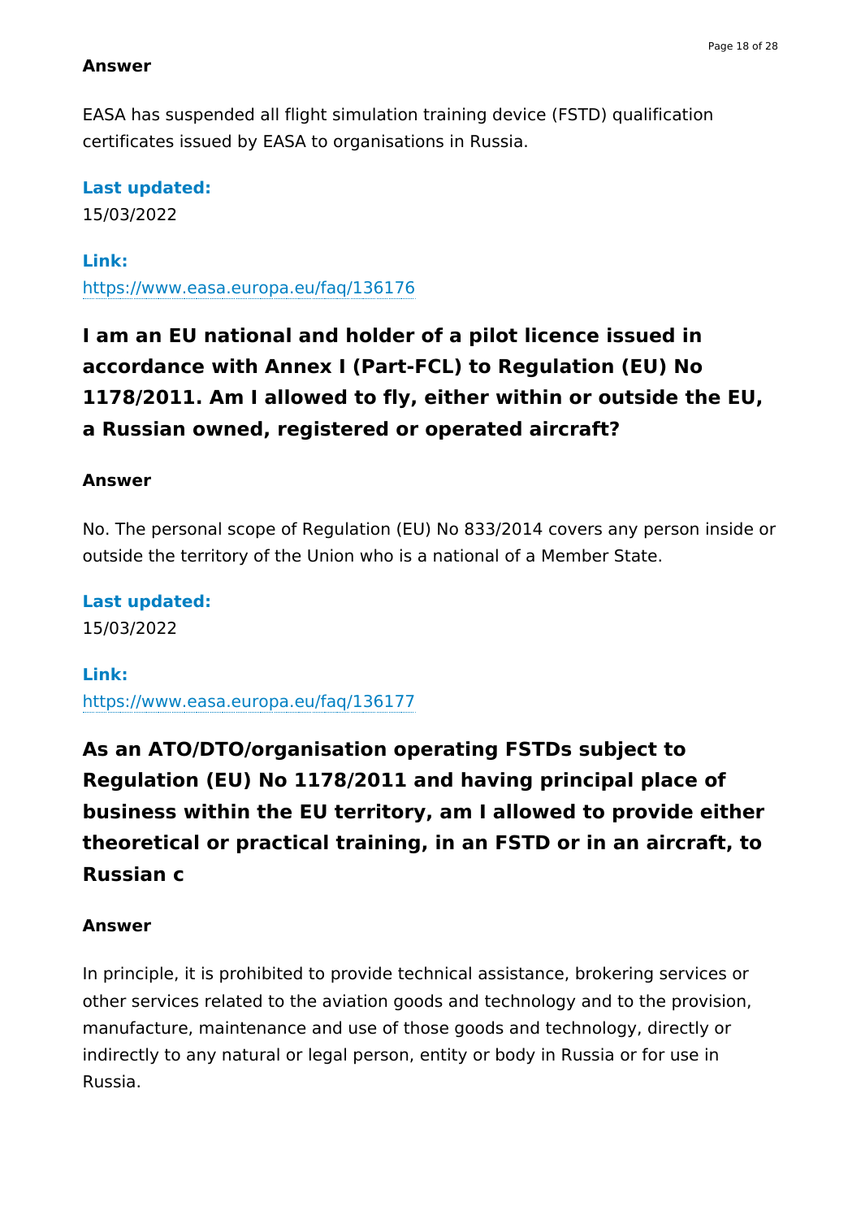**Answer**

EASA has suspended all flight simulation training device (FSTD) qualification certificates issued by EASA to organisations in Russia.

**Last updated:**
15/03/2022

**Link:**
https://www.easa.europa.eu/faq/136176

## I am an EU national and holder of a pilot licence issued in accordance with Annex I (Part-FCL) to Regulation (EU) No 1178/2011. Am I allowed to fly, either within or outside the EU, a Russian owned, registered or operated aircraft?

**Answer**

No. The personal scope of Regulation (EU) No 833/2014 covers any person inside or outside the territory of the Union who is a national of a Member State.

**Last updated:**
15/03/2022

**Link:**
https://www.easa.europa.eu/faq/136177

## As an ATO/DTO/organisation operating FSTDs subject to Regulation (EU) No 1178/2011 and having principal place of business within the EU territory, am I allowed to provide either theoretical or practical training, in an FSTD or in an aircraft, to Russian c

**Answer**

In principle, it is prohibited to provide technical assistance, brokering services or other services related to the aviation goods and technology and to the provision, manufacture, maintenance and use of those goods and technology, directly or indirectly to any natural or legal person, entity or body in Russia or for use in Russia.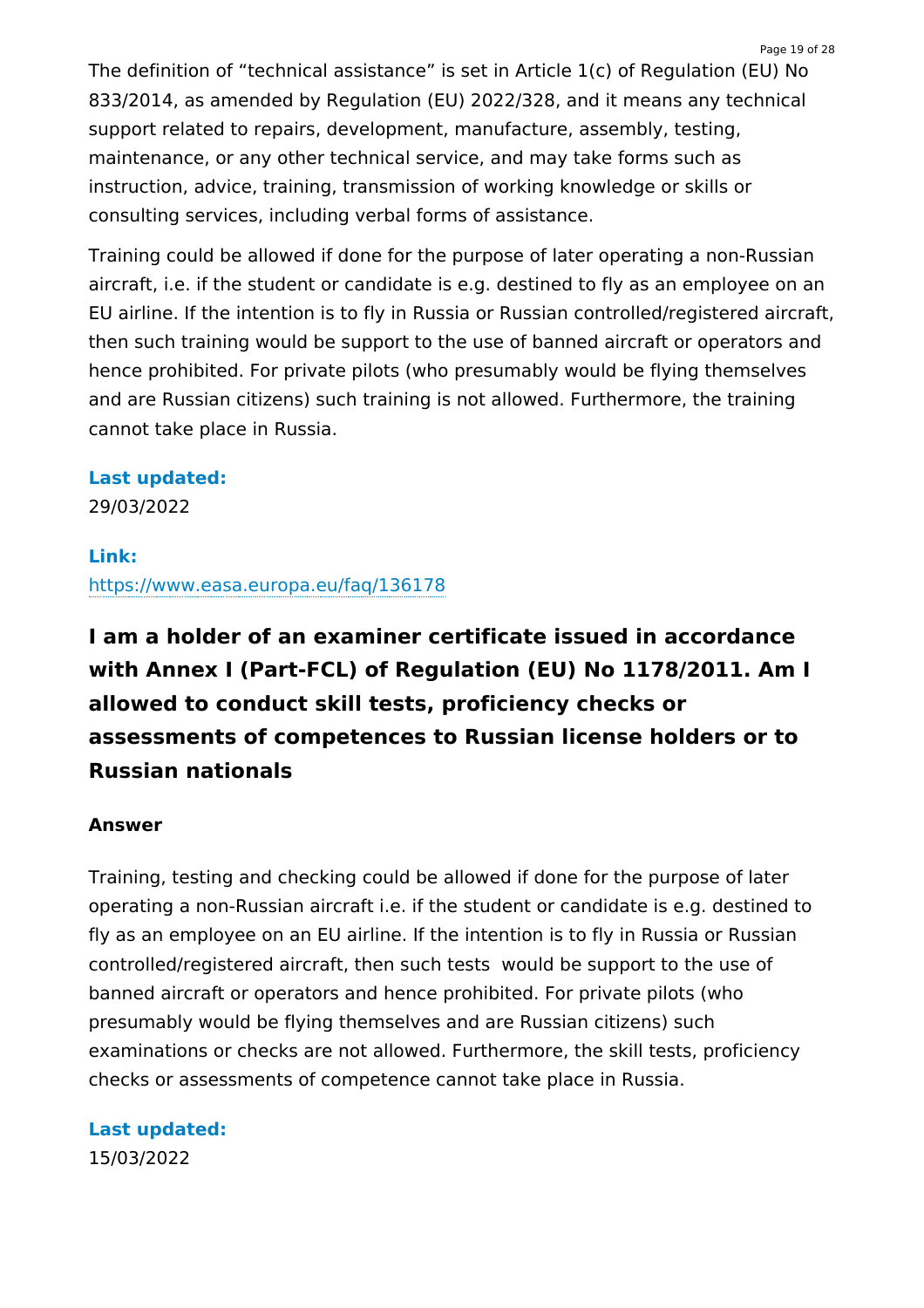The definition of “technical assistance” is set in Article 1(c) of Regulation (EU) No 833/2014, as amended by Regulation (EU) 2022/328, and it means any technical support related to repairs, development, manufacture, assembly, testing, maintenance, or any other technical service, and may take forms such as instruction, advice, training, transmission of working knowledge or skills or consulting services, including verbal forms of assistance.

Training could be allowed if done for the purpose of later operating a non-Russian aircraft, i.e. if the student or candidate is e.g. destined to fly as an employee on an EU airline. If the intention is to fly in Russia or Russian controlled/registered aircraft, then such training would be support to the use of banned aircraft or operators and hence prohibited. For private pilots (who presumably would be flying themselves and are Russian citizens) such training is not allowed. Furthermore, the training cannot take place in Russia.

**Last updated:**
29/03/2022

**Link:**
https://www.easa.europa.eu/faq/136178

## I am a holder of an examiner certificate issued in accordance with Annex I (Part-FCL) of Regulation (EU) No 1178/2011. Am I allowed to conduct skill tests, proficiency checks or assessments of competences to Russian license holders or to Russian nationals

**Answer**

Training, testing and checking could be allowed if done for the purpose of later operating a non-Russian aircraft i.e. if the student or candidate is e.g. destined to fly as an employee on an EU airline. If the intention is to fly in Russia or Russian controlled/registered aircraft, then such tests would be support to the use of banned aircraft or operators and hence prohibited. For private pilots (who presumably would be flying themselves and are Russian citizens) such examinations or checks are not allowed. Furthermore, the skill tests, proficiency checks or assessments of competence cannot take place in Russia.

**Last updated:**
15/03/2022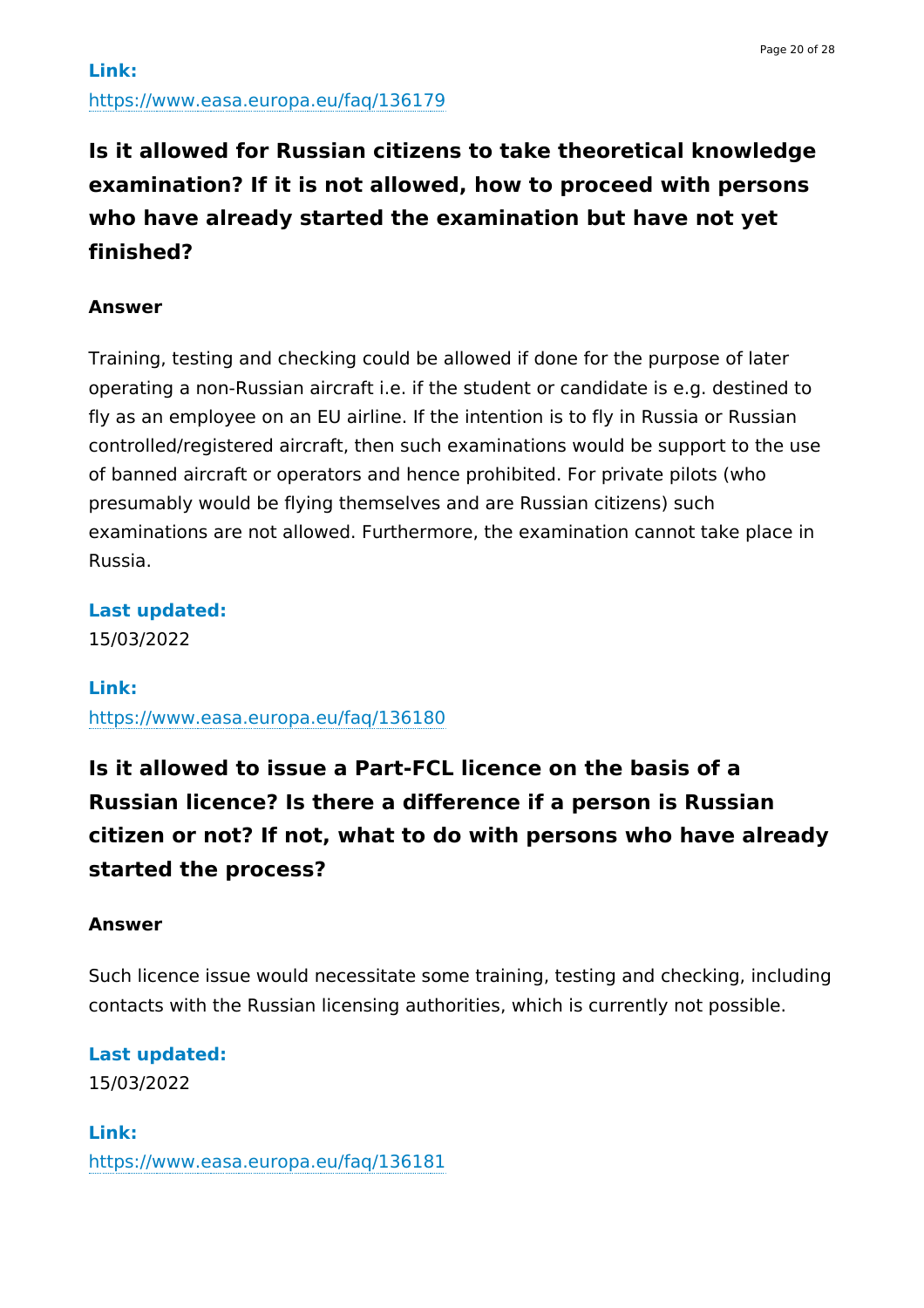**Link:**
https://www.easa.europa.eu/faq/136179

## Is it allowed for Russian citizens to take theoretical knowledge examination? If it is not allowed, how to proceed with persons who have already started the examination but have not yet finished?

**Answer**

Training, testing and checking could be allowed if done for the purpose of later operating a non-Russian aircraft i.e. if the student or candidate is e.g. destined to fly as an employee on an EU airline. If the intention is to fly in Russia or Russian controlled/registered aircraft, then such examinations would be support to the use of banned aircraft or operators and hence prohibited. For private pilots (who presumably would be flying themselves and are Russian citizens) such examinations are not allowed. Furthermore, the examination cannot take place in Russia.

**Last updated:**
15/03/2022

**Link:**
https://www.easa.europa.eu/faq/136180

## Is it allowed to issue a Part-FCL licence on the basis of a Russian licence? Is there a difference if a person is Russian citizen or not? If not, what to do with persons who have already started the process?

**Answer**

Such licence issue would necessitate some training, testing and checking, including contacts with the Russian licensing authorities, which is currently not possible.

**Last updated:**
15/03/2022

**Link:**
https://www.easa.europa.eu/faq/136181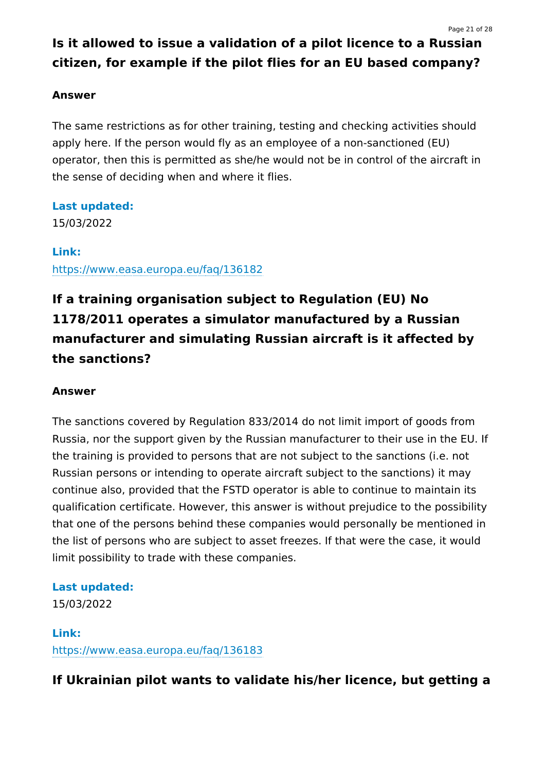## Is it allowed to issue a validation of a pilot licence to a Russian citizen, for example if the pilot flies for an EU based company?

**Answer**

The same restrictions as for other training, testing and checking activities should apply here. If the person would fly as an employee of a non-sanctioned (EU) operator, then this is permitted as she/he would not be in control of the aircraft in the sense of deciding when and where it flies.

**Last updated:**
15/03/2022

**Link:**
https://www.easa.europa.eu/faq/136182

## If a training organisation subject to Regulation (EU) No 1178/2011 operates a simulator manufactured by a Russian manufacturer and simulating Russian aircraft is it affected by the sanctions?

**Answer**

The sanctions covered by Regulation 833/2014 do not limit import of goods from Russia, nor the support given by the Russian manufacturer to their use in the EU. If the training is provided to persons that are not subject to the sanctions (i.e. not Russian persons or intending to operate aircraft subject to the sanctions) it may continue also, provided that the FSTD operator is able to continue to maintain its qualification certificate. However, this answer is without prejudice to the possibility that one of the persons behind these companies would personally be mentioned in the list of persons who are subject to asset freezes. If that were the case, it would limit possibility to trade with these companies.

**Last updated:**
15/03/2022

**Link:**
https://www.easa.europa.eu/faq/136183

## If Ukrainian pilot wants to validate his/her licence, but getting a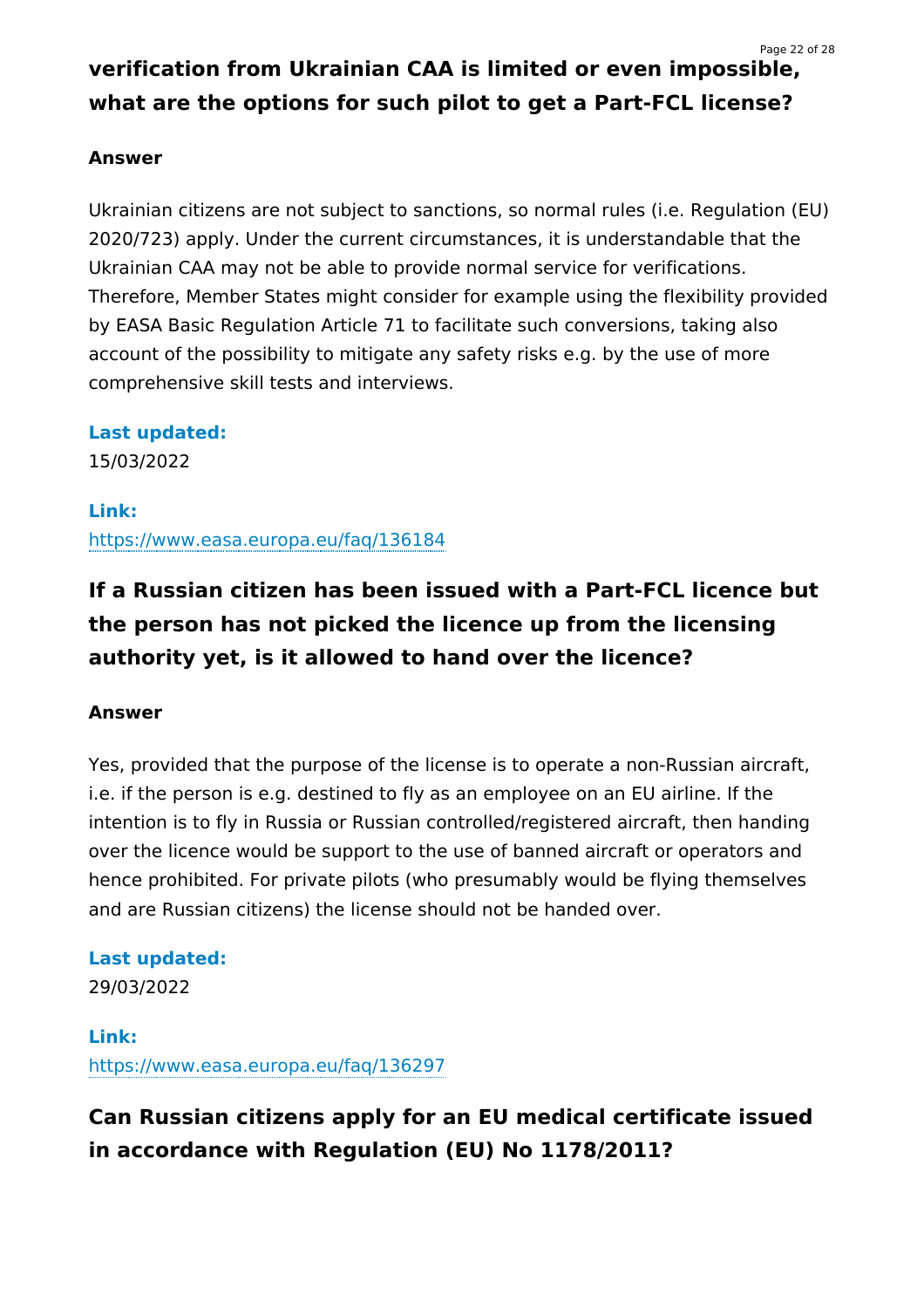## verification from Ukrainian CAA is limited or even impossible, what are the options for such pilot to get a Part-FCL license?

**Answer**

Ukrainian citizens are not subject to sanctions, so normal rules (i.e. Regulation (EU) 2020/723) apply. Under the current circumstances, it is understandable that the Ukrainian CAA may not be able to provide normal service for verifications. Therefore, Member States might consider for example using the flexibility provided by EASA Basic Regulation Article 71 to facilitate such conversions, taking also account of the possibility to mitigate any safety risks e.g. by the use of more comprehensive skill tests and interviews.

**Last updated:**
15/03/2022

**Link:**
https://www.easa.europa.eu/faq/136184

## If a Russian citizen has been issued with a Part-FCL licence but the person has not picked the licence up from the licensing authority yet, is it allowed to hand over the licence?

**Answer**

Yes, provided that the purpose of the license is to operate a non-Russian aircraft, i.e. if the person is e.g. destined to fly as an employee on an EU airline. If the intention is to fly in Russia or Russian controlled/registered aircraft, then handing over the licence would be support to the use of banned aircraft or operators and hence prohibited. For private pilots (who presumably would be flying themselves and are Russian citizens) the license should not be handed over.

**Last updated:**
29/03/2022

**Link:**
https://www.easa.europa.eu/faq/136297

## Can Russian citizens apply for an EU medical certificate issued in accordance with Regulation (EU) No 1178/2011?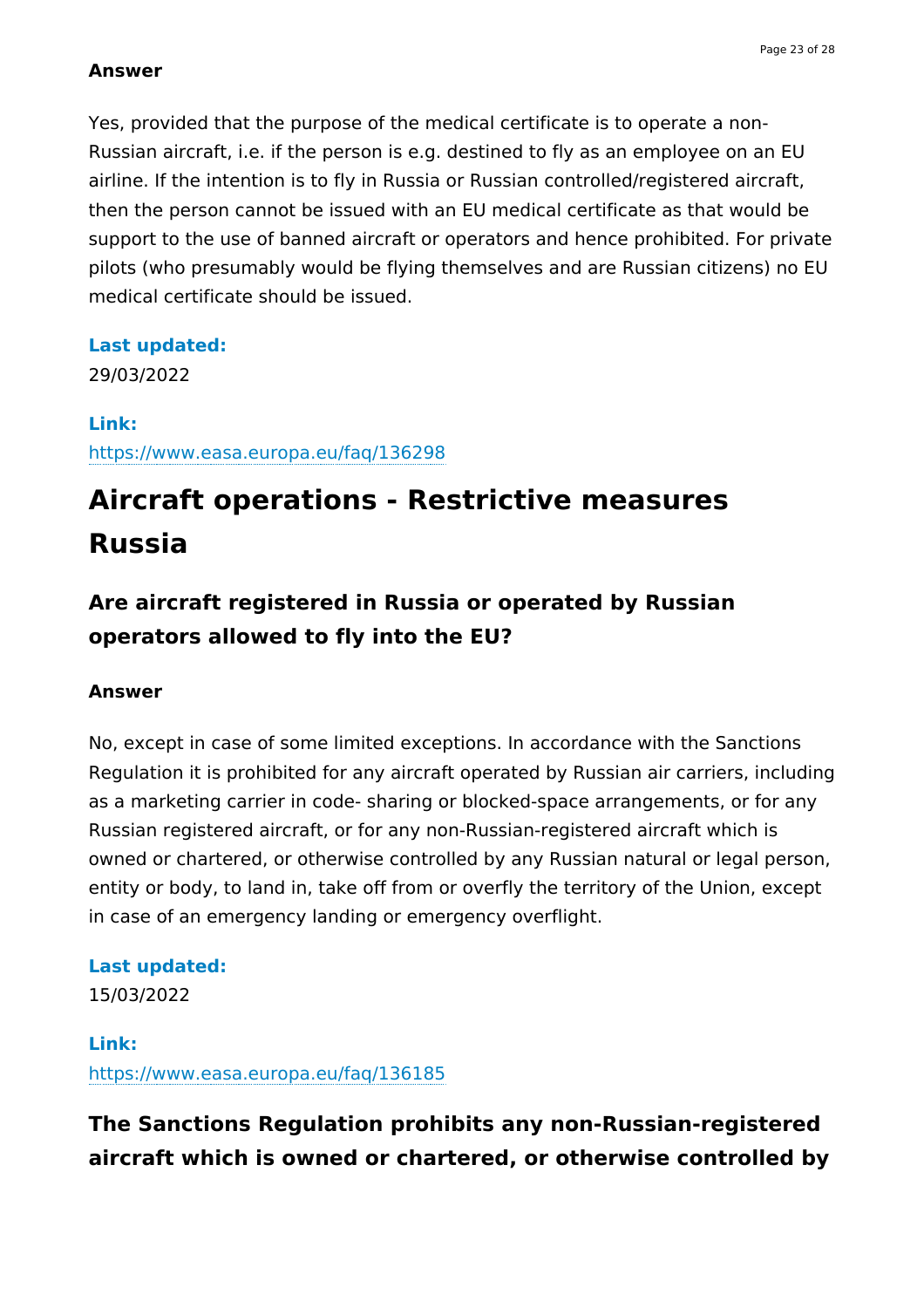**Answer**

Yes, provided that the purpose of the medical certificate is to operate a non-Russian aircraft, i.e. if the person is e.g. destined to fly as an employee on an EU airline. If the intention is to fly in Russia or Russian controlled/registered aircraft, then the person cannot be issued with an EU medical certificate as that would be support to the use of banned aircraft or operators and hence prohibited. For private pilots (who presumably would be flying themselves and are Russian citizens) no EU medical certificate should be issued.

**Last updated:**
29/03/2022

**Link:**
https://www.easa.europa.eu/faq/136298

# Aircraft operations - Restrictive measures Russia

## Are aircraft registered in Russia or operated by Russian operators allowed to fly into the EU?

**Answer**

No, except in case of some limited exceptions. In accordance with the Sanctions Regulation it is prohibited for any aircraft operated by Russian air carriers, including as a marketing carrier in code- sharing or blocked-space arrangements, or for any Russian registered aircraft, or for any non-Russian-registered aircraft which is owned or chartered, or otherwise controlled by any Russian natural or legal person, entity or body, to land in, take off from or overfly the territory of the Union, except in case of an emergency landing or emergency overflight.

**Last updated:**
15/03/2022

**Link:**
https://www.easa.europa.eu/faq/136185

## The Sanctions Regulation prohibits any non-Russian-registered aircraft which is owned or chartered, or otherwise controlled by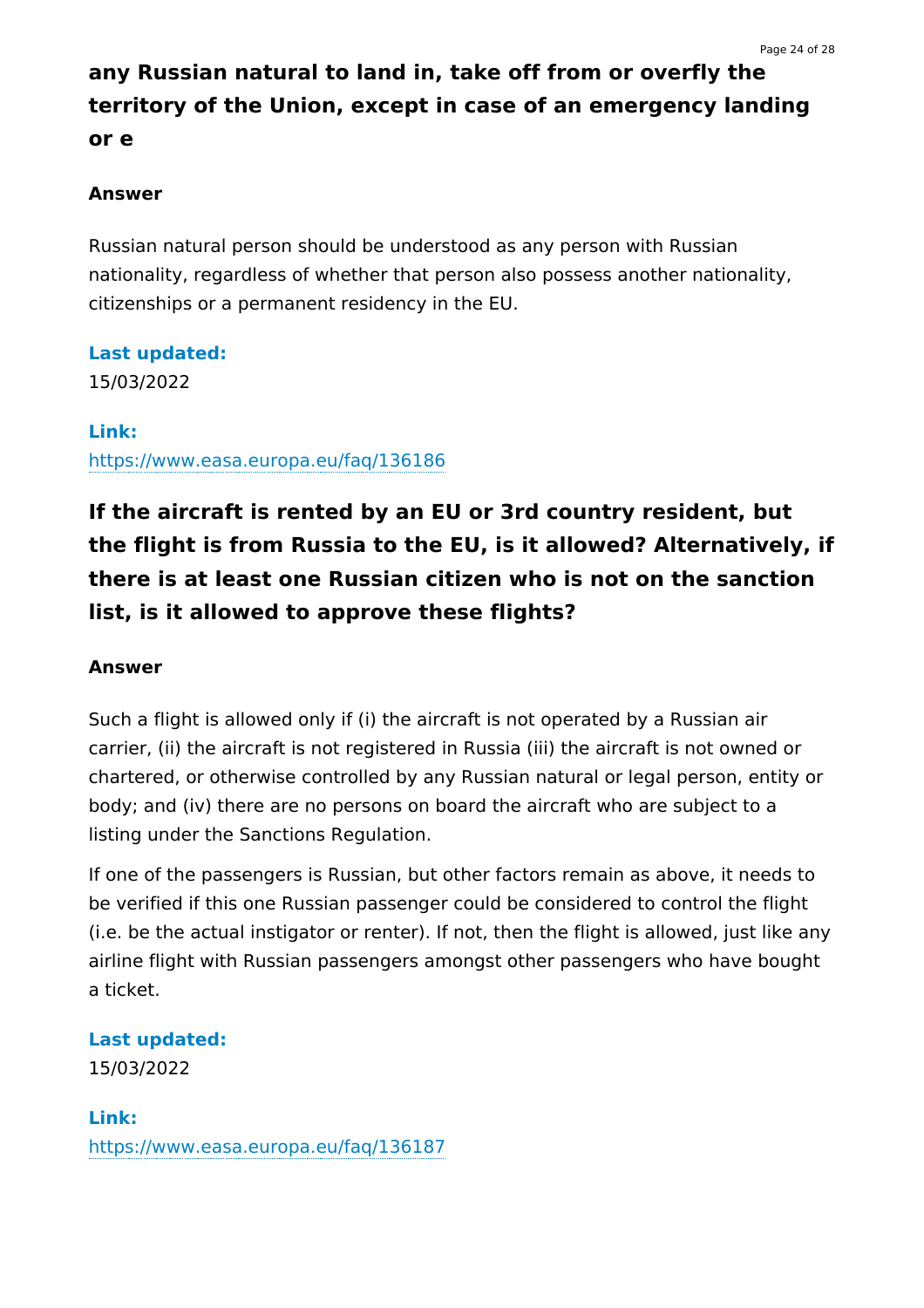## any Russian natural to land in, take off from or overfly the territory of the Union, except in case of an emergency landing or e

**Answer**

Russian natural person should be understood as any person with Russian nationality, regardless of whether that person also possess another nationality, citizenships or a permanent residency in the EU.

**Last updated:**
15/03/2022

**Link:**
https://www.easa.europa.eu/faq/136186

## If the aircraft is rented by an EU or 3rd country resident, but the flight is from Russia to the EU, is it allowed? Alternatively, if there is at least one Russian citizen who is not on the sanction list, is it allowed to approve these flights?

**Answer**

Such a flight is allowed only if (i) the aircraft is not operated by a Russian air carrier, (ii) the aircraft is not registered in Russia (iii) the aircraft is not owned or chartered, or otherwise controlled by any Russian natural or legal person, entity or body; and (iv) there are no persons on board the aircraft who are subject to a listing under the Sanctions Regulation.

If one of the passengers is Russian, but other factors remain as above, it needs to be verified if this one Russian passenger could be considered to control the flight (i.e. be the actual instigator or renter). If not, then the flight is allowed, just like any airline flight with Russian passengers amongst other passengers who have bought a ticket.

**Last updated:**
15/03/2022

**Link:**
https://www.easa.europa.eu/faq/136187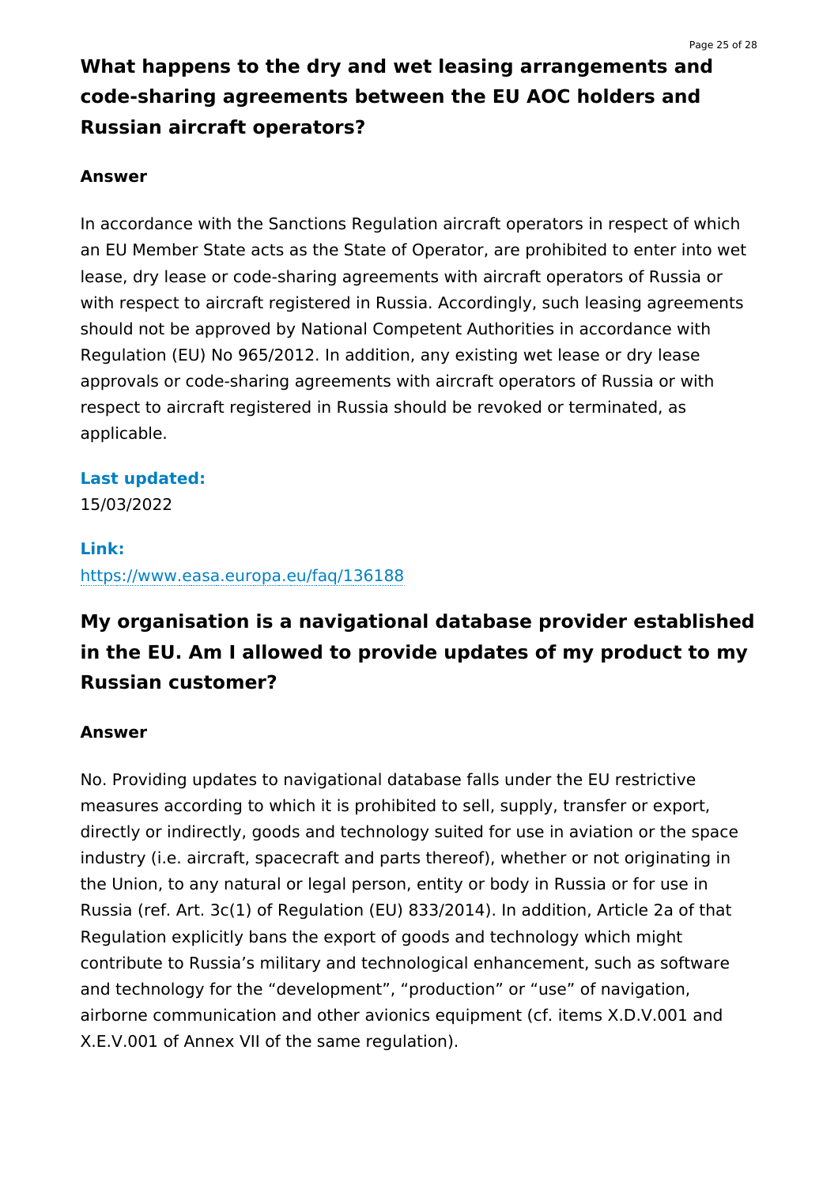## What happens to the dry and wet leasing arrangements and code-sharing agreements between the EU AOC holders and Russian aircraft operators?

**Answer**

In accordance with the Sanctions Regulation aircraft operators in respect of which an EU Member State acts as the State of Operator, are prohibited to enter into wet lease, dry lease or code-sharing agreements with aircraft operators of Russia or with respect to aircraft registered in Russia. Accordingly, such leasing agreements should not be approved by National Competent Authorities in accordance with Regulation (EU) No 965/2012. In addition, any existing wet lease or dry lease approvals or code-sharing agreements with aircraft operators of Russia or with respect to aircraft registered in Russia should be revoked or terminated, as applicable.

**Last updated:**
15/03/2022

**Link:**
https://www.easa.europa.eu/faq/136188

## My organisation is a navigational database provider established in the EU. Am I allowed to provide updates of my product to my Russian customer?

**Answer**

No. Providing updates to navigational database falls under the EU restrictive measures according to which it is prohibited to sell, supply, transfer or export, directly or indirectly, goods and technology suited for use in aviation or the space industry (i.e. aircraft, spacecraft and parts thereof), whether or not originating in the Union, to any natural or legal person, entity or body in Russia or for use in Russia (ref. Art. 3c(1) of Regulation (EU) 833/2014). In addition, Article 2a of that Regulation explicitly bans the export of goods and technology which might contribute to Russia's military and technological enhancement, such as software and technology for the "development", "production" or "use" of navigation, airborne communication and other avionics equipment (cf. items X.D.V.001 and X.E.V.001 of Annex VII of the same regulation).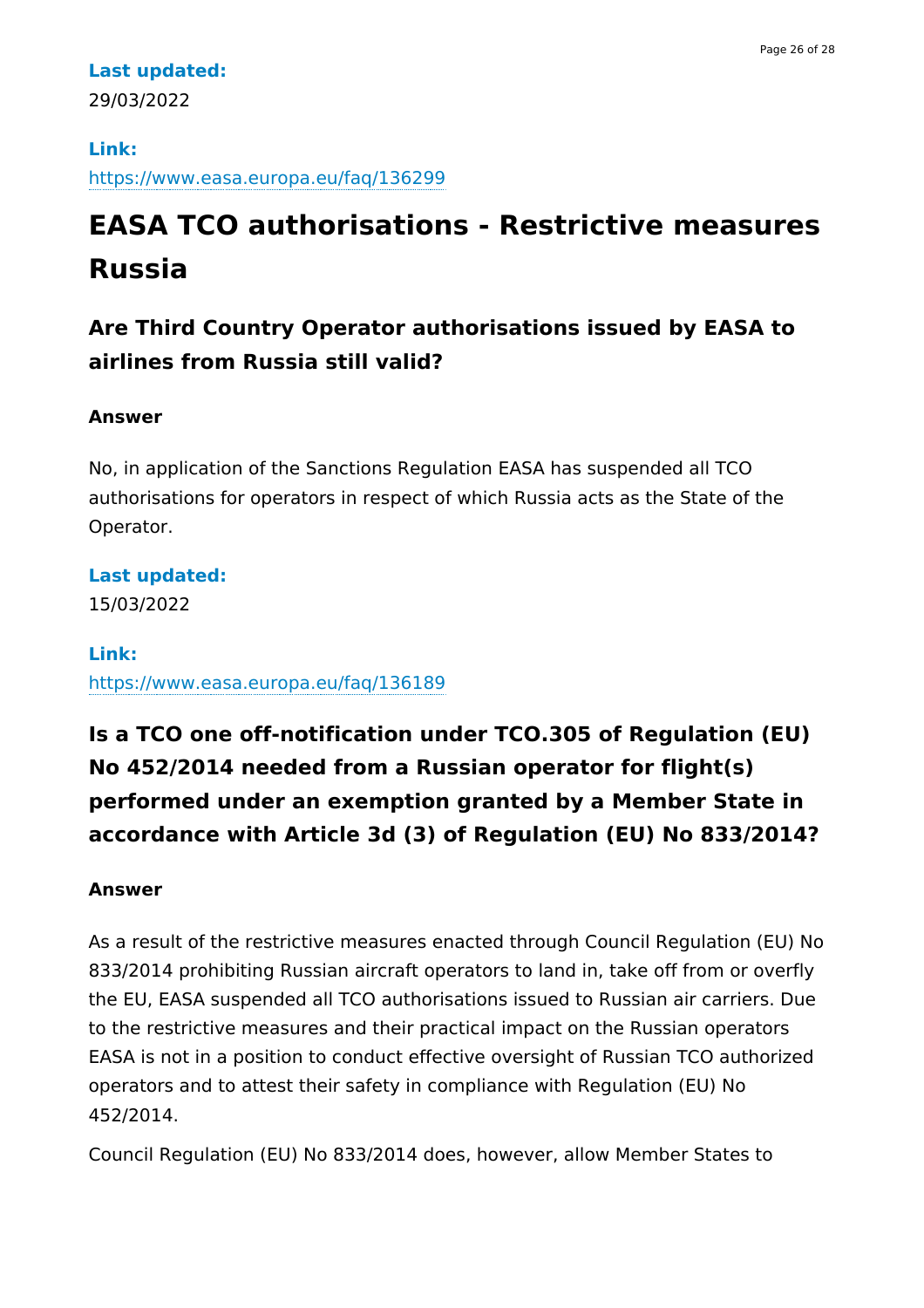**Last updated:**
29/03/2022

**Link:**
https://www.easa.europa.eu/faq/136299

# EASA TCO authorisations - Restrictive measures Russia

## Are Third Country Operator authorisations issued by EASA to airlines from Russia still valid?

**Answer**

No, in application of the Sanctions Regulation EASA has suspended all TCO authorisations for operators in respect of which Russia acts as the State of the Operator.

**Last updated:**
15/03/2022

**Link:**
https://www.easa.europa.eu/faq/136189

## Is a TCO one off-notification under TCO.305 of Regulation (EU) No 452/2014 needed from a Russian operator for flight(s) performed under an exemption granted by a Member State in accordance with Article 3d (3) of Regulation (EU) No 833/2014?

**Answer**

As a result of the restrictive measures enacted through Council Regulation (EU) No 833/2014 prohibiting Russian aircraft operators to land in, take off from or overfly the EU, EASA suspended all TCO authorisations issued to Russian air carriers. Due to the restrictive measures and their practical impact on the Russian operators EASA is not in a position to conduct effective oversight of Russian TCO authorized operators and to attest their safety in compliance with Regulation (EU) No 452/2014.

Council Regulation (EU) No 833/2014 does, however, allow Member States to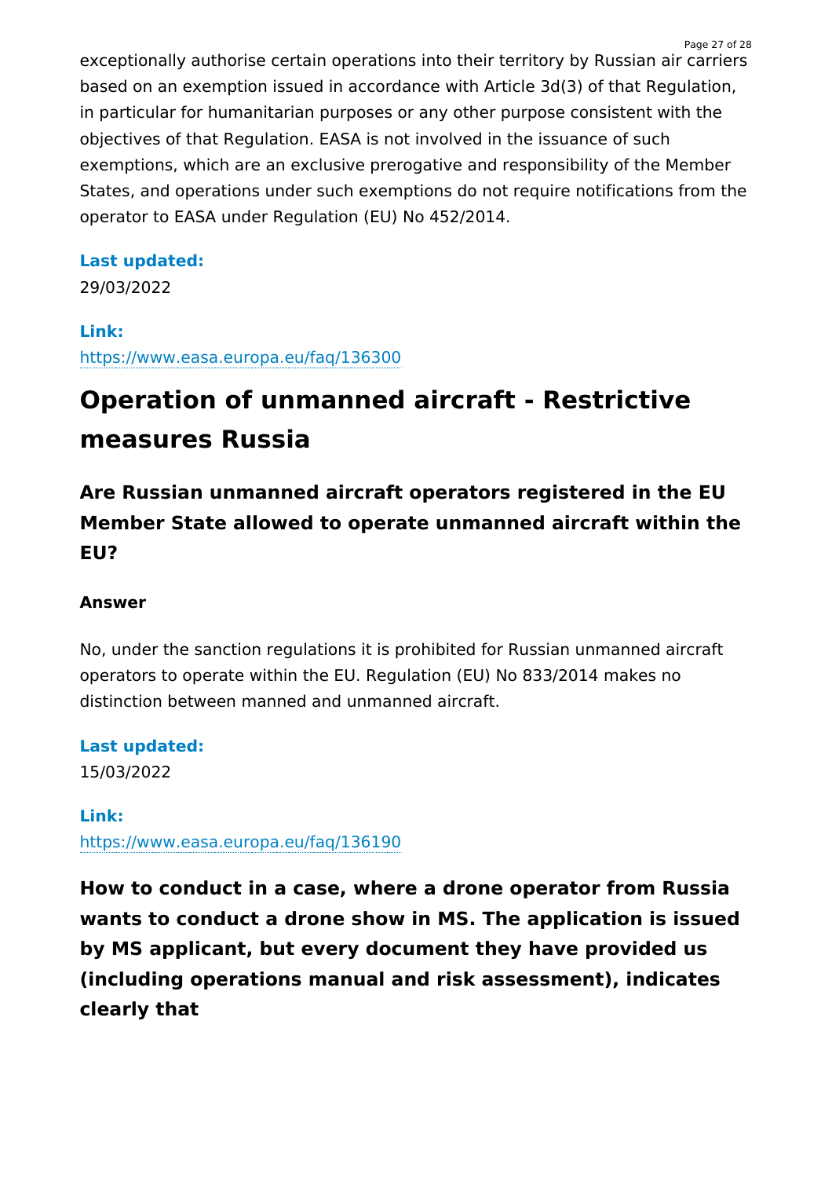exceptionally authorise certain operations into their territory by Russian air carriers based on an exemption issued in accordance with Article 3d(3) of that Regulation, in particular for humanitarian purposes or any other purpose consistent with the objectives of that Regulation. EASA is not involved in the issuance of such exemptions, which are an exclusive prerogative and responsibility of the Member States, and operations under such exemptions do not require notifications from the operator to EASA under Regulation (EU) No 452/2014.

**Last updated:**
29/03/2022

**Link:**
https://www.easa.europa.eu/faq/136300

# Operation of unmanned aircraft - Restrictive measures Russia

## Are Russian unmanned aircraft operators registered in the EU Member State allowed to operate unmanned aircraft within the EU?

**Answer**

No, under the sanction regulations it is prohibited for Russian unmanned aircraft operators to operate within the EU. Regulation (EU) No 833/2014 makes no distinction between manned and unmanned aircraft.

**Last updated:**
15/03/2022

**Link:**
https://www.easa.europa.eu/faq/136190

## How to conduct in a case, where a drone operator from Russia wants to conduct a drone show in MS. The application is issued by MS applicant, but every document they have provided us (including operations manual and risk assessment), indicates clearly that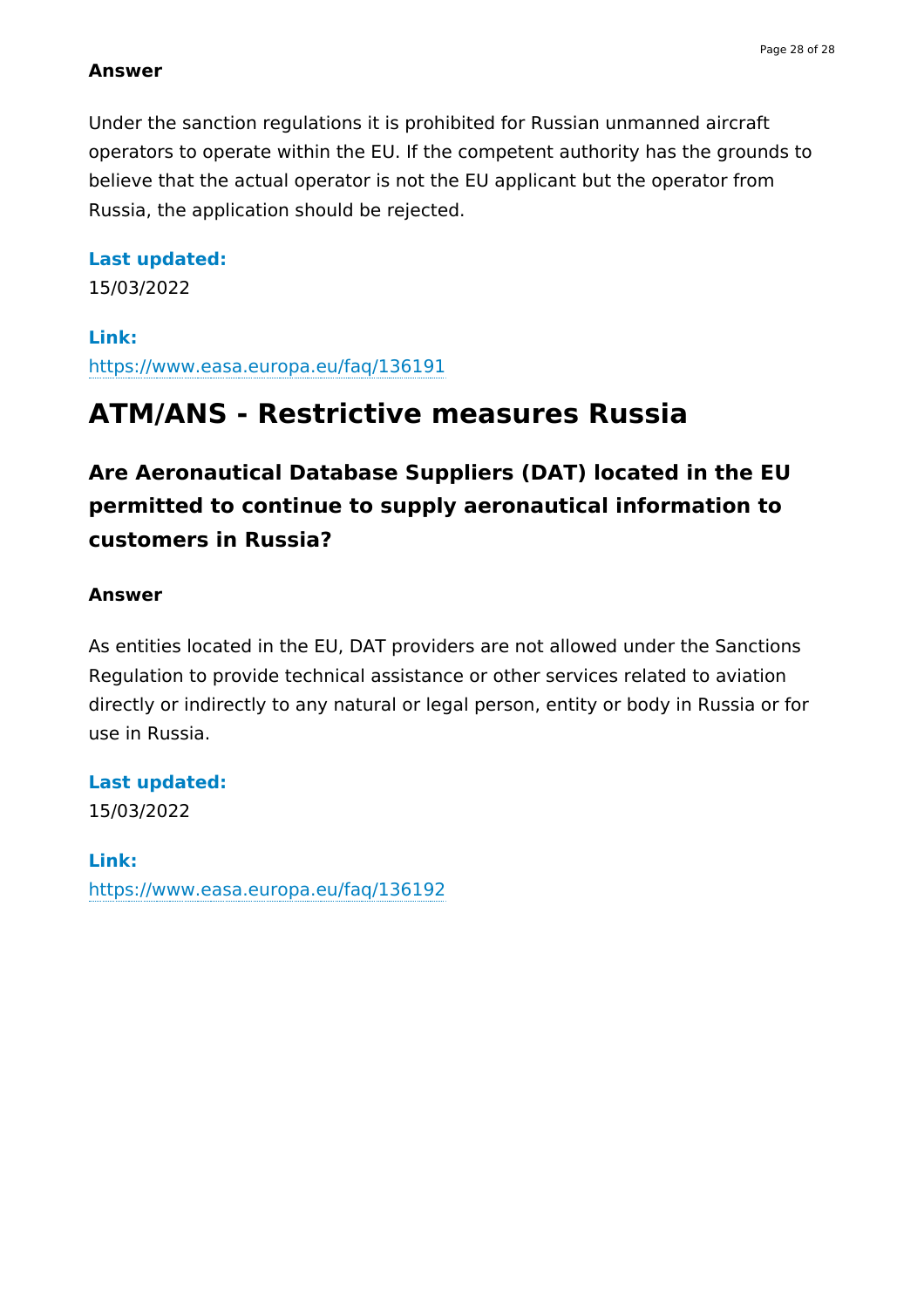**Answer**

Under the sanction regulations it is prohibited for Russian unmanned aircraft operators to operate within the EU. If the competent authority has the grounds to believe that the actual operator is not the EU applicant but the operator from Russia, the application should be rejected.

**Last updated:**
15/03/2022

**Link:**
https://www.easa.europa.eu/faq/136191

# ATM/ANS - Restrictive measures Russia

## Are Aeronautical Database Suppliers (DAT) located in the EU permitted to continue to supply aeronautical information to customers in Russia?

**Answer**

As entities located in the EU, DAT providers are not allowed under the Sanctions Regulation to provide technical assistance or other services related to aviation directly or indirectly to any natural or legal person, entity or body in Russia or for use in Russia.

**Last updated:**
15/03/2022

**Link:**
https://www.easa.europa.eu/faq/136192